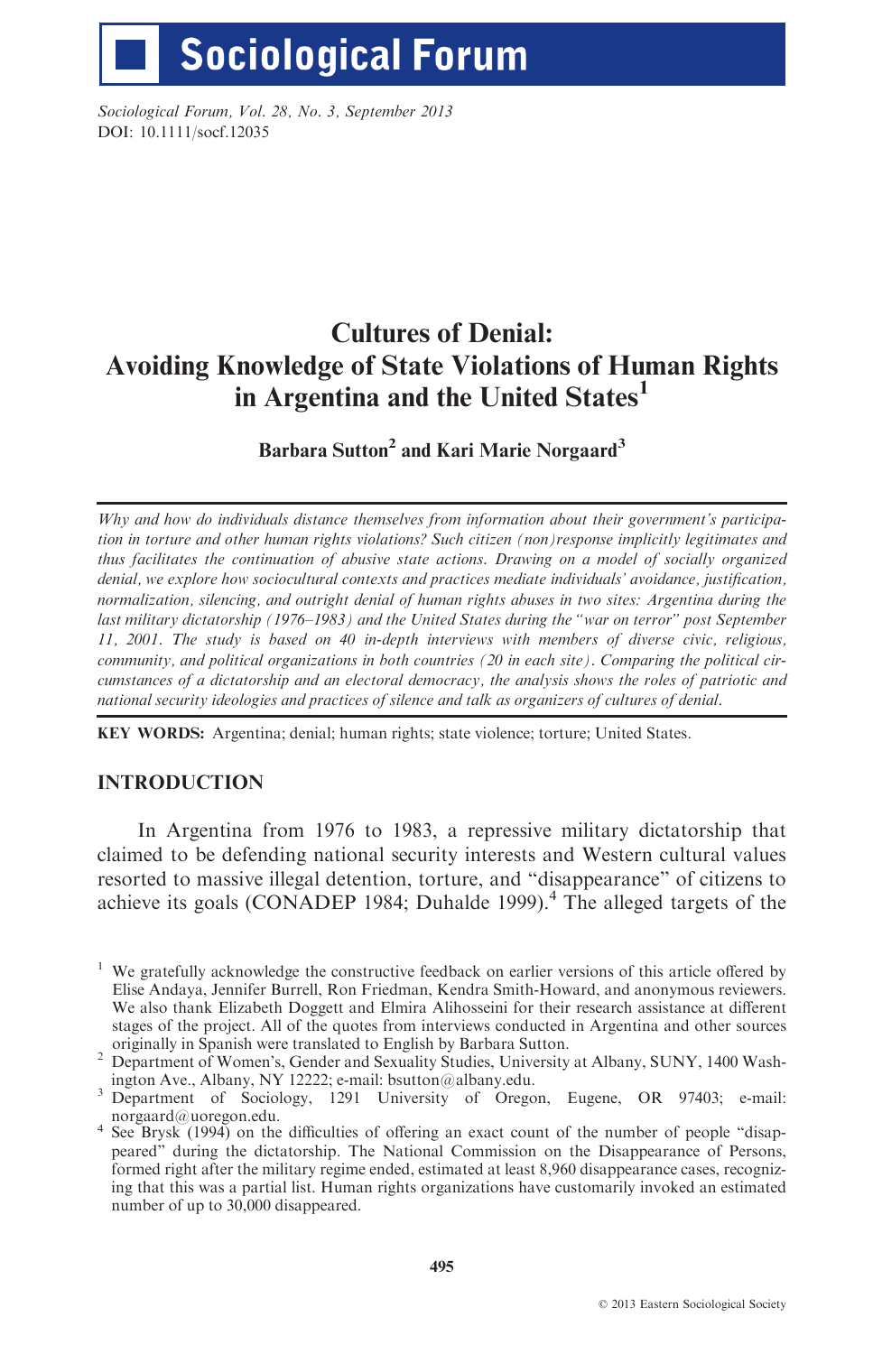# Cultures of Denial: Avoiding Knowledge of State Violations of Human Rights in Argentina and the United States[1]

**Barbara Sutton[2] and Kari Marie Norgaard[3]**

*Why and how do individuals distance themselves from information about their government's participation in torture and other human rights violations? Such citizen (non)response implicitly legitimates and thus facilitates the continuation of abusive state actions. Drawing on a model of socially organized denial, we explore how sociocultural contexts and practices mediate individuals' avoidance, justification, normalization, silencing, and outright denial of human rights abuses in two sites: Argentina during the last military dictatorship (1976–1983) and the United States during the "war on terror" post September 11, 2001. The study is based on 40 in-depth interviews with members of diverse civic, religious, community, and political organizations in both countries (20 in each site). Comparing the political circumstances of a dictatorship and an electoral democracy, the analysis shows the roles of patriotic and national security ideologies and practices of silence and talk as organizers of cultures of denial.*

**KEY WORDS:** Argentina; denial; human rights; state violence; torture; United States.

## INTRODUCTION

In Argentina from 1976 to 1983, a repressive military dictatorship that claimed to be defending national security interests and Western cultural values resorted to massive illegal detention, torture, and "disappearance" of citizens to achieve its goals (CONADEP 1984; Duhalde 1999).[4] The alleged targets of the

---

[1] We gratefully acknowledge the constructive feedback on earlier versions of this article offered by Elise Andaya, Jennifer Burrell, Ron Friedman, Kendra Smith-Howard, and anonymous reviewers. We also thank Elizabeth Doggett and Elmira Alihosseini for their research assistance at different stages of the project. All of the quotes from interviews conducted in Argentina and other sources originally in Spanish were translated to English by Barbara Sutton.

[2] Department of Women's, Gender and Sexuality Studies, University at Albany, SUNY, 1400 Washington Ave., Albany, NY 12222; e-mail: bsutton@albany.edu.

[3] Department of Sociology, 1291 University of Oregon, Eugene, OR 97403; e-mail: norgaard@uoregon.edu.

[4] See Brysk (1994) on the difficulties of offering an exact count of the number of people "disappeared" during the dictatorship. The National Commission on the Disappearance of Persons, formed right after the military regime ended, estimated at least 8,960 disappearance cases, recognizing that this was a partial list. Human rights organizations have customarily invoked an estimated number of up to 30,000 disappeared.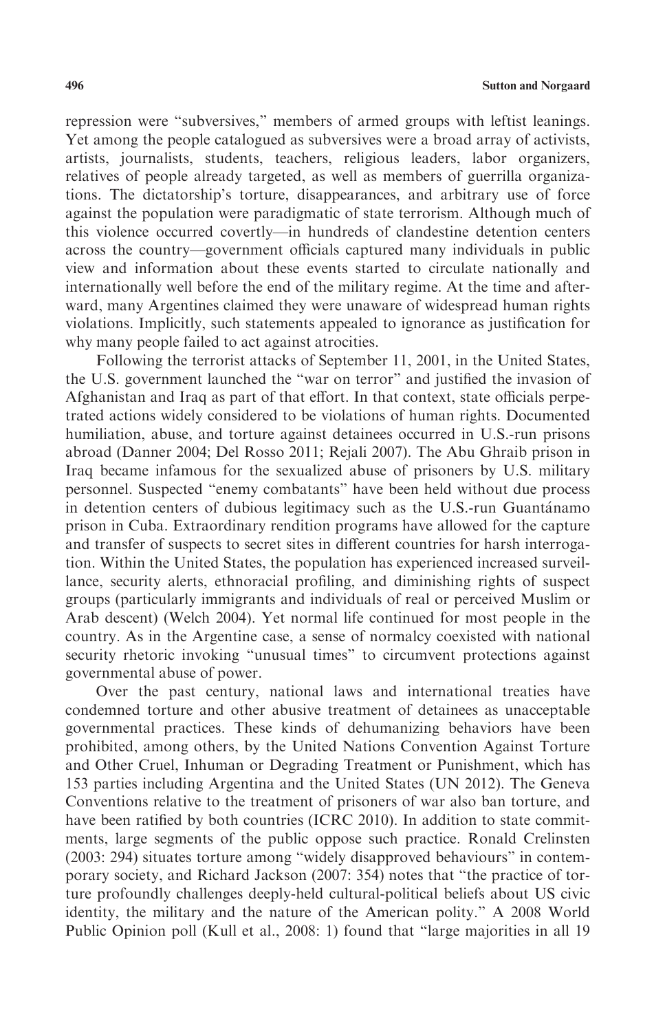repression were "subversives," members of armed groups with leftist leanings. Yet among the people catalogued as subversives were a broad array of activists, artists, journalists, students, teachers, religious leaders, labor organizers, relatives of people already targeted, as well as members of guerrilla organizations. The dictatorship's torture, disappearances, and arbitrary use of force against the population were paradigmatic of state terrorism. Although much of this violence occurred covertly—in hundreds of clandestine detention centers across the country—government officials captured many individuals in public view and information about these events started to circulate nationally and internationally well before the end of the military regime. At the time and afterward, many Argentines claimed they were unaware of widespread human rights violations. Implicitly, such statements appealed to ignorance as justification for why many people failed to act against atrocities.

Following the terrorist attacks of September 11, 2001, in the United States, the U.S. government launched the "war on terror" and justified the invasion of Afghanistan and Iraq as part of that effort. In that context, state officials perpetrated actions widely considered to be violations of human rights. Documented humiliation, abuse, and torture against detainees occurred in U.S.-run prisons abroad (Danner 2004; Del Rosso 2011; Rejali 2007). The Abu Ghraib prison in Iraq became infamous for the sexualized abuse of prisoners by U.S. military personnel. Suspected "enemy combatants" have been held without due process in detention centers of dubious legitimacy such as the U.S.-run Guantánamo prison in Cuba. Extraordinary rendition programs have allowed for the capture and transfer of suspects to secret sites in different countries for harsh interrogation. Within the United States, the population has experienced increased surveillance, security alerts, ethnoracial profiling, and diminishing rights of suspect groups (particularly immigrants and individuals of real or perceived Muslim or Arab descent) (Welch 2004). Yet normal life continued for most people in the country. As in the Argentine case, a sense of normalcy coexisted with national security rhetoric invoking "unusual times" to circumvent protections against governmental abuse of power.

Over the past century, national laws and international treaties have condemned torture and other abusive treatment of detainees as unacceptable governmental practices. These kinds of dehumanizing behaviors have been prohibited, among others, by the United Nations Convention Against Torture and Other Cruel, Inhuman or Degrading Treatment or Punishment, which has 153 parties including Argentina and the United States (UN 2012). The Geneva Conventions relative to the treatment of prisoners of war also ban torture, and have been ratified by both countries (ICRC 2010). In addition to state commitments, large segments of the public oppose such practice. Ronald Crelinsten (2003: 294) situates torture among "widely disapproved behaviours" in contemporary society, and Richard Jackson (2007: 354) notes that "the practice of torture profoundly challenges deeply-held cultural-political beliefs about US civic identity, the military and the nature of the American polity." A 2008 World Public Opinion poll (Kull et al., 2008: 1) found that "large majorities in all 19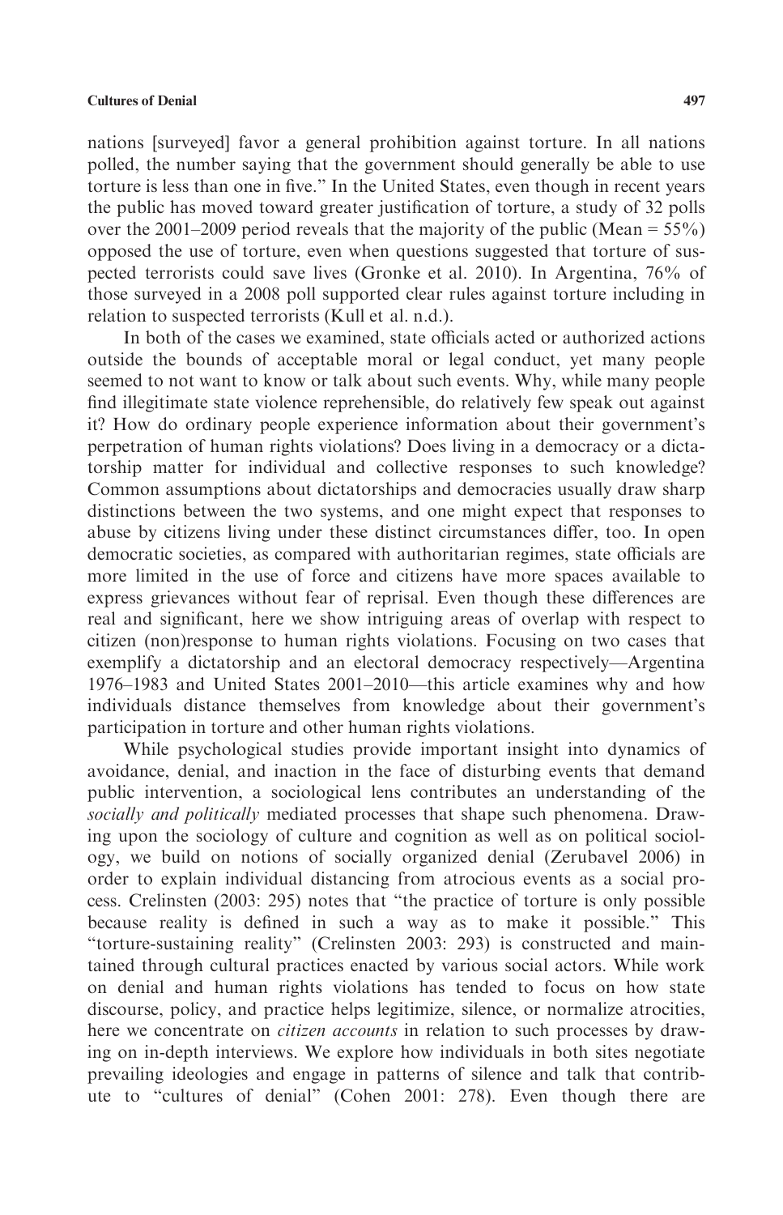nations [surveyed] favor a general prohibition against torture. In all nations polled, the number saying that the government should generally be able to use torture is less than one in five." In the United States, even though in recent years the public has moved toward greater justification of torture, a study of 32 polls over the 2001–2009 period reveals that the majority of the public (Mean = 55%) opposed the use of torture, even when questions suggested that torture of suspected terrorists could save lives (Gronke et al. 2010). In Argentina, 76% of those surveyed in a 2008 poll supported clear rules against torture including in relation to suspected terrorists (Kull et al. n.d.).

In both of the cases we examined, state officials acted or authorized actions outside the bounds of acceptable moral or legal conduct, yet many people seemed to not want to know or talk about such events. Why, while many people find illegitimate state violence reprehensible, do relatively few speak out against it? How do ordinary people experience information about their government's perpetration of human rights violations? Does living in a democracy or a dictatorship matter for individual and collective responses to such knowledge? Common assumptions about dictatorships and democracies usually draw sharp distinctions between the two systems, and one might expect that responses to abuse by citizens living under these distinct circumstances differ, too. In open democratic societies, as compared with authoritarian regimes, state officials are more limited in the use of force and citizens have more spaces available to express grievances without fear of reprisal. Even though these differences are real and significant, here we show intriguing areas of overlap with respect to citizen (non)response to human rights violations. Focusing on two cases that exemplify a dictatorship and an electoral democracy respectively—Argentina 1976–1983 and United States 2001–2010—this article examines why and how individuals distance themselves from knowledge about their government's participation in torture and other human rights violations.

While psychological studies provide important insight into dynamics of avoidance, denial, and inaction in the face of disturbing events that demand public intervention, a sociological lens contributes an understanding of the *socially and politically* mediated processes that shape such phenomena. Drawing upon the sociology of culture and cognition as well as on political sociology, we build on notions of socially organized denial (Zerubavel 2006) in order to explain individual distancing from atrocious events as a social process. Crelinsten (2003: 295) notes that "the practice of torture is only possible because reality is defined in such a way as to make it possible." This "torture-sustaining reality" (Crelinsten 2003: 293) is constructed and maintained through cultural practices enacted by various social actors. While work on denial and human rights violations has tended to focus on how state discourse, policy, and practice helps legitimize, silence, or normalize atrocities, here we concentrate on *citizen accounts* in relation to such processes by drawing on in-depth interviews. We explore how individuals in both sites negotiate prevailing ideologies and engage in patterns of silence and talk that contribute to "cultures of denial" (Cohen 2001: 278). Even though there are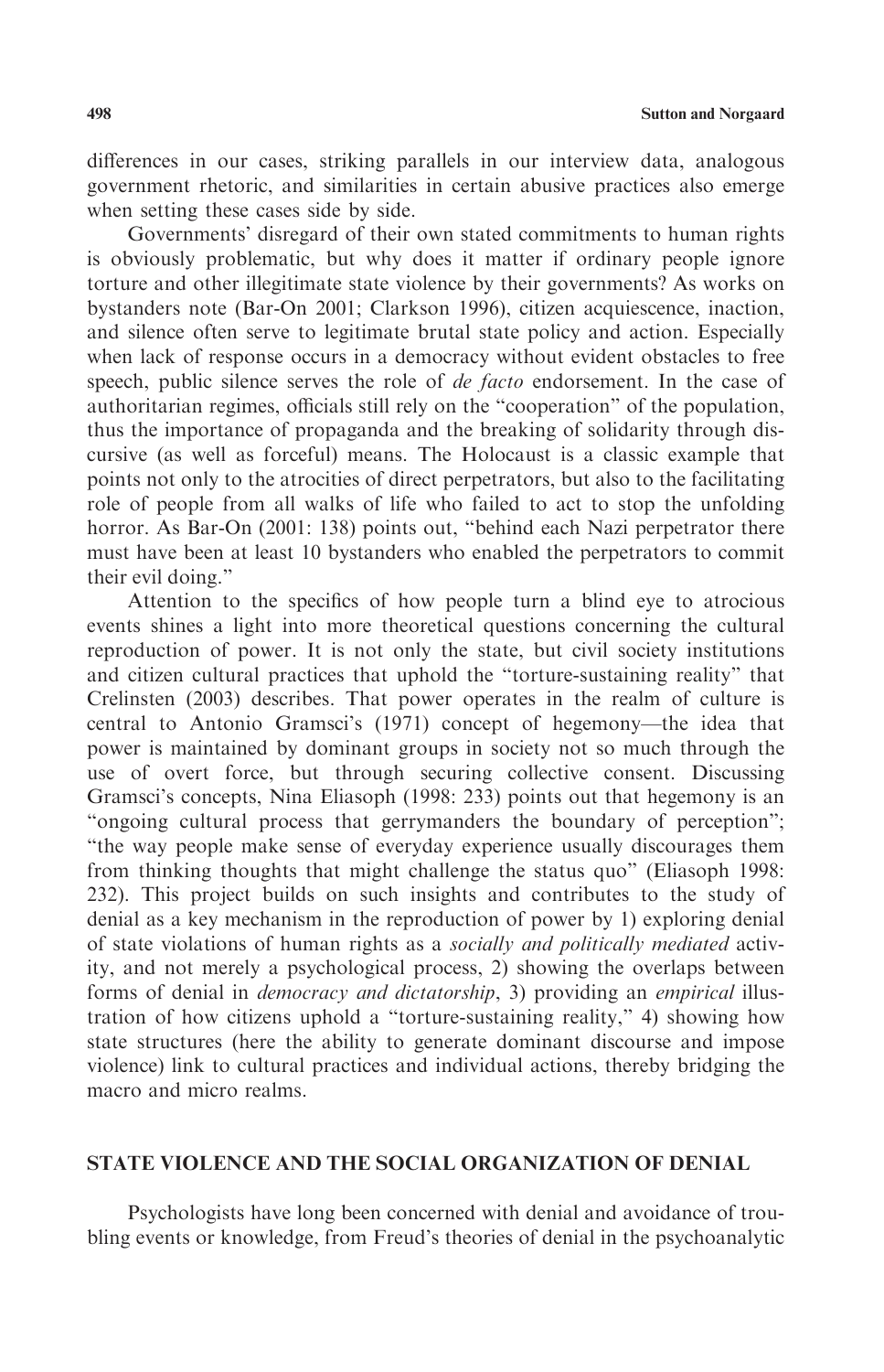differences in our cases, striking parallels in our interview data, analogous government rhetoric, and similarities in certain abusive practices also emerge when setting these cases side by side.

Governments' disregard of their own stated commitments to human rights is obviously problematic, but why does it matter if ordinary people ignore torture and other illegitimate state violence by their governments? As works on bystanders note (Bar-On 2001; Clarkson 1996), citizen acquiescence, inaction, and silence often serve to legitimate brutal state policy and action. Especially when lack of response occurs in a democracy without evident obstacles to free speech, public silence serves the role of *de facto* endorsement. In the case of authoritarian regimes, officials still rely on the "cooperation" of the population, thus the importance of propaganda and the breaking of solidarity through discursive (as well as forceful) means. The Holocaust is a classic example that points not only to the atrocities of direct perpetrators, but also to the facilitating role of people from all walks of life who failed to act to stop the unfolding horror. As Bar-On (2001: 138) points out, "behind each Nazi perpetrator there must have been at least 10 bystanders who enabled the perpetrators to commit their evil doing."

Attention to the specifics of how people turn a blind eye to atrocious events shines a light into more theoretical questions concerning the cultural reproduction of power. It is not only the state, but civil society institutions and citizen cultural practices that uphold the "torture-sustaining reality" that Crelinsten (2003) describes. That power operates in the realm of culture is central to Antonio Gramsci's (1971) concept of hegemony—the idea that power is maintained by dominant groups in society not so much through the use of overt force, but through securing collective consent. Discussing Gramsci's concepts, Nina Eliasoph (1998: 233) points out that hegemony is an "ongoing cultural process that gerrymanders the boundary of perception"; "the way people make sense of everyday experience usually discourages them from thinking thoughts that might challenge the status quo" (Eliasoph 1998: 232). This project builds on such insights and contributes to the study of denial as a key mechanism in the reproduction of power by 1) exploring denial of state violations of human rights as a *socially and politically mediated* activity, and not merely a psychological process, 2) showing the overlaps between forms of denial in *democracy and dictatorship*, 3) providing an *empirical* illustration of how citizens uphold a "torture-sustaining reality," 4) showing how state structures (here the ability to generate dominant discourse and impose violence) link to cultural practices and individual actions, thereby bridging the macro and micro realms.

## STATE VIOLENCE AND THE SOCIAL ORGANIZATION OF DENIAL

Psychologists have long been concerned with denial and avoidance of troubling events or knowledge, from Freud's theories of denial in the psychoanalytic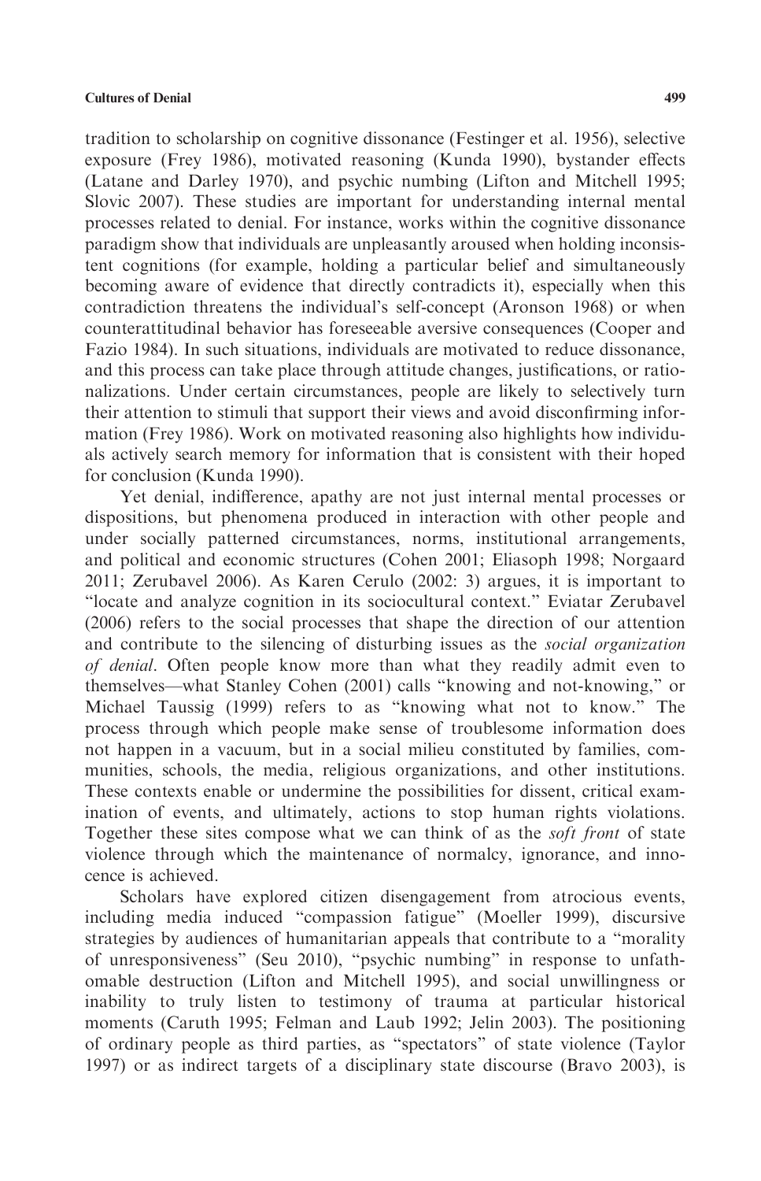tradition to scholarship on cognitive dissonance (Festinger et al. 1956), selective exposure (Frey 1986), motivated reasoning (Kunda 1990), bystander effects (Latane and Darley 1970), and psychic numbing (Lifton and Mitchell 1995; Slovic 2007). These studies are important for understanding internal mental processes related to denial. For instance, works within the cognitive dissonance paradigm show that individuals are unpleasantly aroused when holding inconsistent cognitions (for example, holding a particular belief and simultaneously becoming aware of evidence that directly contradicts it), especially when this contradiction threatens the individual's self-concept (Aronson 1968) or when counterattitudinal behavior has foreseeable aversive consequences (Cooper and Fazio 1984). In such situations, individuals are motivated to reduce dissonance, and this process can take place through attitude changes, justifications, or rationalizations. Under certain circumstances, people are likely to selectively turn their attention to stimuli that support their views and avoid disconfirming information (Frey 1986). Work on motivated reasoning also highlights how individuals actively search memory for information that is consistent with their hoped for conclusion (Kunda 1990).

Yet denial, indifference, apathy are not just internal mental processes or dispositions, but phenomena produced in interaction with other people and under socially patterned circumstances, norms, institutional arrangements, and political and economic structures (Cohen 2001; Eliasoph 1998; Norgaard 2011; Zerubavel 2006). As Karen Cerulo (2002: 3) argues, it is important to "locate and analyze cognition in its sociocultural context." Eviatar Zerubavel (2006) refers to the social processes that shape the direction of our attention and contribute to the silencing of disturbing issues as the *social organization of denial*. Often people know more than what they readily admit even to themselves—what Stanley Cohen (2001) calls "knowing and not-knowing," or Michael Taussig (1999) refers to as "knowing what not to know." The process through which people make sense of troublesome information does not happen in a vacuum, but in a social milieu constituted by families, communities, schools, the media, religious organizations, and other institutions. These contexts enable or undermine the possibilities for dissent, critical examination of events, and ultimately, actions to stop human rights violations. Together these sites compose what we can think of as the *soft front* of state violence through which the maintenance of normalcy, ignorance, and innocence is achieved.

Scholars have explored citizen disengagement from atrocious events, including media induced "compassion fatigue" (Moeller 1999), discursive strategies by audiences of humanitarian appeals that contribute to a "morality of unresponsiveness" (Seu 2010), "psychic numbing" in response to unfathomable destruction (Lifton and Mitchell 1995), and social unwillingness or inability to truly listen to testimony of trauma at particular historical moments (Caruth 1995; Felman and Laub 1992; Jelin 2003). The positioning of ordinary people as third parties, as "spectators" of state violence (Taylor 1997) or as indirect targets of a disciplinary state discourse (Bravo 2003), is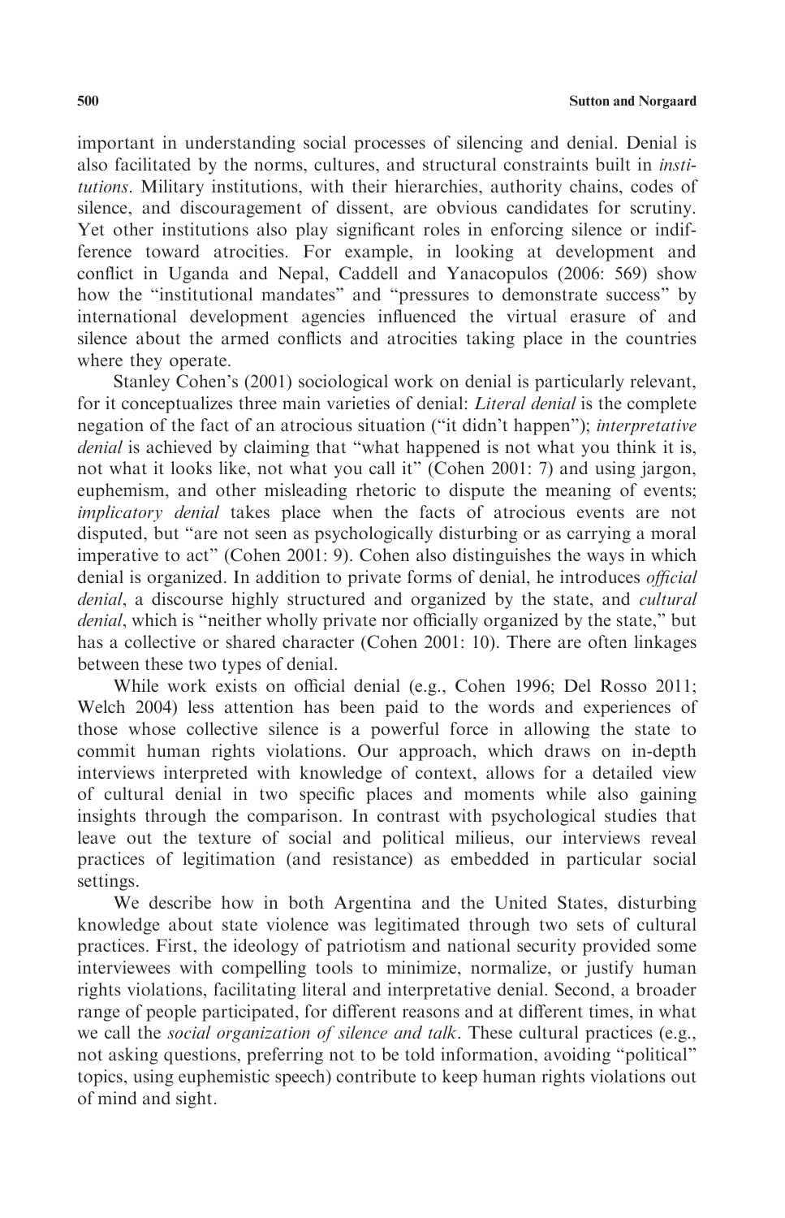important in understanding social processes of silencing and denial. Denial is also facilitated by the norms, cultures, and structural constraints built in *institutions*. Military institutions, with their hierarchies, authority chains, codes of silence, and discouragement of dissent, are obvious candidates for scrutiny. Yet other institutions also play significant roles in enforcing silence or indifference toward atrocities. For example, in looking at development and conflict in Uganda and Nepal, Caddell and Yanacopulos (2006: 569) show how the "institutional mandates" and "pressures to demonstrate success" by international development agencies influenced the virtual erasure of and silence about the armed conflicts and atrocities taking place in the countries where they operate.

Stanley Cohen's (2001) sociological work on denial is particularly relevant, for it conceptualizes three main varieties of denial: *Literal denial* is the complete negation of the fact of an atrocious situation ("it didn't happen"); *interpretative denial* is achieved by claiming that "what happened is not what you think it is, not what it looks like, not what you call it" (Cohen 2001: 7) and using jargon, euphemism, and other misleading rhetoric to dispute the meaning of events; *implicatory denial* takes place when the facts of atrocious events are not disputed, but "are not seen as psychologically disturbing or as carrying a moral imperative to act" (Cohen 2001: 9). Cohen also distinguishes the ways in which denial is organized. In addition to private forms of denial, he introduces *official denial*, a discourse highly structured and organized by the state, and *cultural denial*, which is "neither wholly private nor officially organized by the state," but has a collective or shared character (Cohen 2001: 10). There are often linkages between these two types of denial.

While work exists on official denial (e.g., Cohen 1996; Del Rosso 2011; Welch 2004) less attention has been paid to the words and experiences of those whose collective silence is a powerful force in allowing the state to commit human rights violations. Our approach, which draws on in-depth interviews interpreted with knowledge of context, allows for a detailed view of cultural denial in two specific places and moments while also gaining insights through the comparison. In contrast with psychological studies that leave out the texture of social and political milieus, our interviews reveal practices of legitimation (and resistance) as embedded in particular social settings.

We describe how in both Argentina and the United States, disturbing knowledge about state violence was legitimated through two sets of cultural practices. First, the ideology of patriotism and national security provided some interviewees with compelling tools to minimize, normalize, or justify human rights violations, facilitating literal and interpretative denial. Second, a broader range of people participated, for different reasons and at different times, in what we call the *social organization of silence and talk*. These cultural practices (e.g., not asking questions, preferring not to be told information, avoiding "political" topics, using euphemistic speech) contribute to keep human rights violations out of mind and sight.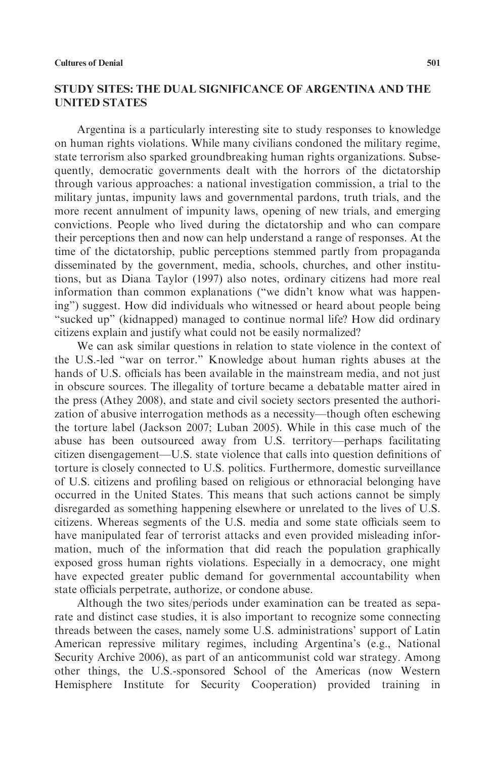## STUDY SITES: THE DUAL SIGNIFICANCE OF ARGENTINA AND THE UNITED STATES

Argentina is a particularly interesting site to study responses to knowledge on human rights violations. While many civilians condoned the military regime, state terrorism also sparked groundbreaking human rights organizations. Subsequently, democratic governments dealt with the horrors of the dictatorship through various approaches: a national investigation commission, a trial to the military juntas, impunity laws and governmental pardons, truth trials, and the more recent annulment of impunity laws, opening of new trials, and emerging convictions. People who lived during the dictatorship and who can compare their perceptions then and now can help understand a range of responses. At the time of the dictatorship, public perceptions stemmed partly from propaganda disseminated by the government, media, schools, churches, and other institutions, but as Diana Taylor (1997) also notes, ordinary citizens had more real information than common explanations ("we didn't know what was happening") suggest. How did individuals who witnessed or heard about people being "sucked up" (kidnapped) managed to continue normal life? How did ordinary citizens explain and justify what could not be easily normalized?

We can ask similar questions in relation to state violence in the context of the U.S.-led "war on terror." Knowledge about human rights abuses at the hands of U.S. officials has been available in the mainstream media, and not just in obscure sources. The illegality of torture became a debatable matter aired in the press (Athey 2008), and state and civil society sectors presented the authorization of abusive interrogation methods as a necessity—though often eschewing the torture label (Jackson 2007; Luban 2005). While in this case much of the abuse has been outsourced away from U.S. territory—perhaps facilitating citizen disengagement—U.S. state violence that calls into question definitions of torture is closely connected to U.S. politics. Furthermore, domestic surveillance of U.S. citizens and profiling based on religious or ethnoracial belonging have occurred in the United States. This means that such actions cannot be simply disregarded as something happening elsewhere or unrelated to the lives of U.S. citizens. Whereas segments of the U.S. media and some state officials seem to have manipulated fear of terrorist attacks and even provided misleading information, much of the information that did reach the population graphically exposed gross human rights violations. Especially in a democracy, one might have expected greater public demand for governmental accountability when state officials perpetrate, authorize, or condone abuse.

Although the two sites/periods under examination can be treated as separate and distinct case studies, it is also important to recognize some connecting threads between the cases, namely some U.S. administrations' support of Latin American repressive military regimes, including Argentina's (e.g., National Security Archive 2006), as part of an anticommunist cold war strategy. Among other things, the U.S.-sponsored School of the Americas (now Western Hemisphere Institute for Security Cooperation) provided training in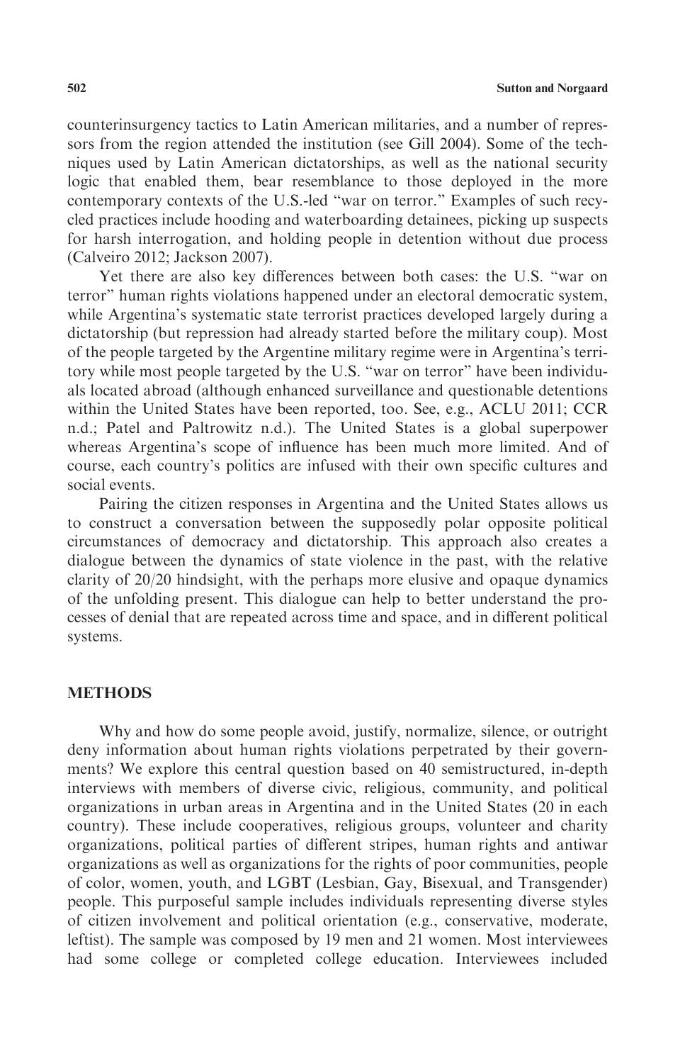counterinsurgency tactics to Latin American militaries, and a number of repressors from the region attended the institution (see Gill 2004). Some of the techniques used by Latin American dictatorships, as well as the national security logic that enabled them, bear resemblance to those deployed in the more contemporary contexts of the U.S.-led "war on terror." Examples of such recycled practices include hooding and waterboarding detainees, picking up suspects for harsh interrogation, and holding people in detention without due process (Calveiro 2012; Jackson 2007).

Yet there are also key differences between both cases: the U.S. "war on terror" human rights violations happened under an electoral democratic system, while Argentina's systematic state terrorist practices developed largely during a dictatorship (but repression had already started before the military coup). Most of the people targeted by the Argentine military regime were in Argentina's territory while most people targeted by the U.S. "war on terror" have been individuals located abroad (although enhanced surveillance and questionable detentions within the United States have been reported, too. See, e.g., ACLU 2011; CCR n.d.; Patel and Paltrowitz n.d.). The United States is a global superpower whereas Argentina's scope of influence has been much more limited. And of course, each country's politics are infused with their own specific cultures and social events.

Pairing the citizen responses in Argentina and the United States allows us to construct a conversation between the supposedly polar opposite political circumstances of democracy and dictatorship. This approach also creates a dialogue between the dynamics of state violence in the past, with the relative clarity of 20/20 hindsight, with the perhaps more elusive and opaque dynamics of the unfolding present. This dialogue can help to better understand the processes of denial that are repeated across time and space, and in different political systems.

## METHODS

Why and how do some people avoid, justify, normalize, silence, or outright deny information about human rights violations perpetrated by their governments? We explore this central question based on 40 semistructured, in-depth interviews with members of diverse civic, religious, community, and political organizations in urban areas in Argentina and in the United States (20 in each country). These include cooperatives, religious groups, volunteer and charity organizations, political parties of different stripes, human rights and antiwar organizations as well as organizations for the rights of poor communities, people of color, women, youth, and LGBT (Lesbian, Gay, Bisexual, and Transgender) people. This purposeful sample includes individuals representing diverse styles of citizen involvement and political orientation (e.g., conservative, moderate, leftist). The sample was composed by 19 men and 21 women. Most interviewees had some college or completed college education. Interviewees included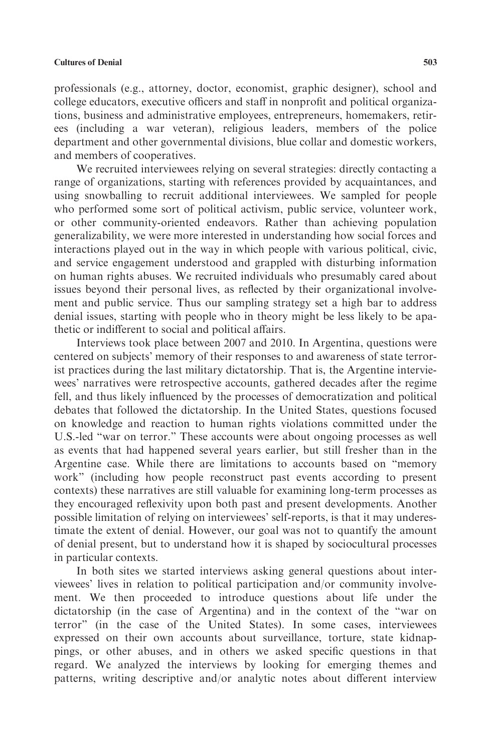professionals (e.g., attorney, doctor, economist, graphic designer), school and college educators, executive officers and staff in nonprofit and political organizations, business and administrative employees, entrepreneurs, homemakers, retirees (including a war veteran), religious leaders, members of the police department and other governmental divisions, blue collar and domestic workers, and members of cooperatives.

We recruited interviewees relying on several strategies: directly contacting a range of organizations, starting with references provided by acquaintances, and using snowballing to recruit additional interviewees. We sampled for people who performed some sort of political activism, public service, volunteer work, or other community-oriented endeavors. Rather than achieving population generalizability, we were more interested in understanding how social forces and interactions played out in the way in which people with various political, civic, and service engagement understood and grappled with disturbing information on human rights abuses. We recruited individuals who presumably cared about issues beyond their personal lives, as reflected by their organizational involvement and public service. Thus our sampling strategy set a high bar to address denial issues, starting with people who in theory might be less likely to be apathetic or indifferent to social and political affairs.

Interviews took place between 2007 and 2010. In Argentina, questions were centered on subjects' memory of their responses to and awareness of state terrorist practices during the last military dictatorship. That is, the Argentine interviewees' narratives were retrospective accounts, gathered decades after the regime fell, and thus likely influenced by the processes of democratization and political debates that followed the dictatorship. In the United States, questions focused on knowledge and reaction to human rights violations committed under the U.S.-led "war on terror." These accounts were about ongoing processes as well as events that had happened several years earlier, but still fresher than in the Argentine case. While there are limitations to accounts based on "memory work" (including how people reconstruct past events according to present contexts) these narratives are still valuable for examining long-term processes as they encouraged reflexivity upon both past and present developments. Another possible limitation of relying on interviewees' self-reports, is that it may underestimate the extent of denial. However, our goal was not to quantify the amount of denial present, but to understand how it is shaped by sociocultural processes in particular contexts.

In both sites we started interviews asking general questions about interviewees' lives in relation to political participation and/or community involvement. We then proceeded to introduce questions about life under the dictatorship (in the case of Argentina) and in the context of the "war on terror" (in the case of the United States). In some cases, interviewees expressed on their own accounts about surveillance, torture, state kidnappings, or other abuses, and in others we asked specific questions in that regard. We analyzed the interviews by looking for emerging themes and patterns, writing descriptive and/or analytic notes about different interview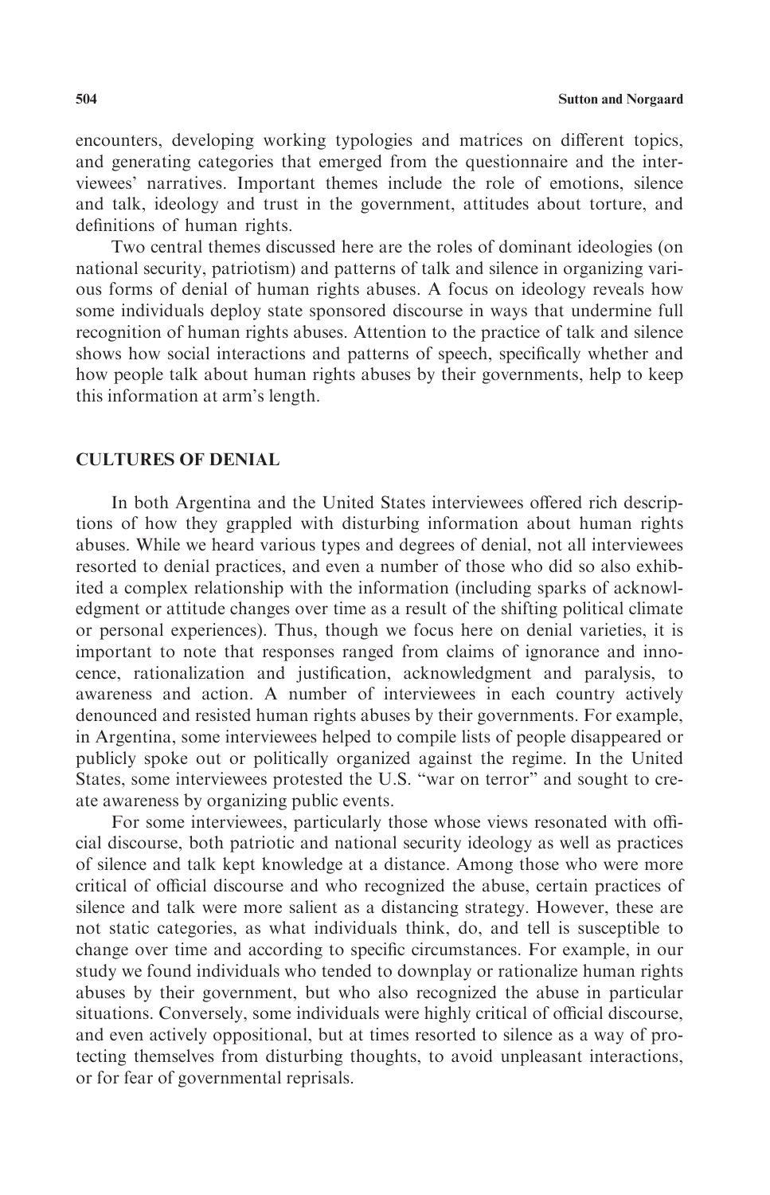encounters, developing working typologies and matrices on different topics, and generating categories that emerged from the questionnaire and the interviewees' narratives. Important themes include the role of emotions, silence and talk, ideology and trust in the government, attitudes about torture, and definitions of human rights.

Two central themes discussed here are the roles of dominant ideologies (on national security, patriotism) and patterns of talk and silence in organizing various forms of denial of human rights abuses. A focus on ideology reveals how some individuals deploy state sponsored discourse in ways that undermine full recognition of human rights abuses. Attention to the practice of talk and silence shows how social interactions and patterns of speech, specifically whether and how people talk about human rights abuses by their governments, help to keep this information at arm's length.

## CULTURES OF DENIAL

In both Argentina and the United States interviewees offered rich descriptions of how they grappled with disturbing information about human rights abuses. While we heard various types and degrees of denial, not all interviewees resorted to denial practices, and even a number of those who did so also exhibited a complex relationship with the information (including sparks of acknowledgment or attitude changes over time as a result of the shifting political climate or personal experiences). Thus, though we focus here on denial varieties, it is important to note that responses ranged from claims of ignorance and innocence, rationalization and justification, acknowledgment and paralysis, to awareness and action. A number of interviewees in each country actively denounced and resisted human rights abuses by their governments. For example, in Argentina, some interviewees helped to compile lists of people disappeared or publicly spoke out or politically organized against the regime. In the United States, some interviewees protested the U.S. "war on terror" and sought to create awareness by organizing public events.

For some interviewees, particularly those whose views resonated with official discourse, both patriotic and national security ideology as well as practices of silence and talk kept knowledge at a distance. Among those who were more critical of official discourse and who recognized the abuse, certain practices of silence and talk were more salient as a distancing strategy. However, these are not static categories, as what individuals think, do, and tell is susceptible to change over time and according to specific circumstances. For example, in our study we found individuals who tended to downplay or rationalize human rights abuses by their government, but who also recognized the abuse in particular situations. Conversely, some individuals were highly critical of official discourse, and even actively oppositional, but at times resorted to silence as a way of protecting themselves from disturbing thoughts, to avoid unpleasant interactions, or for fear of governmental reprisals.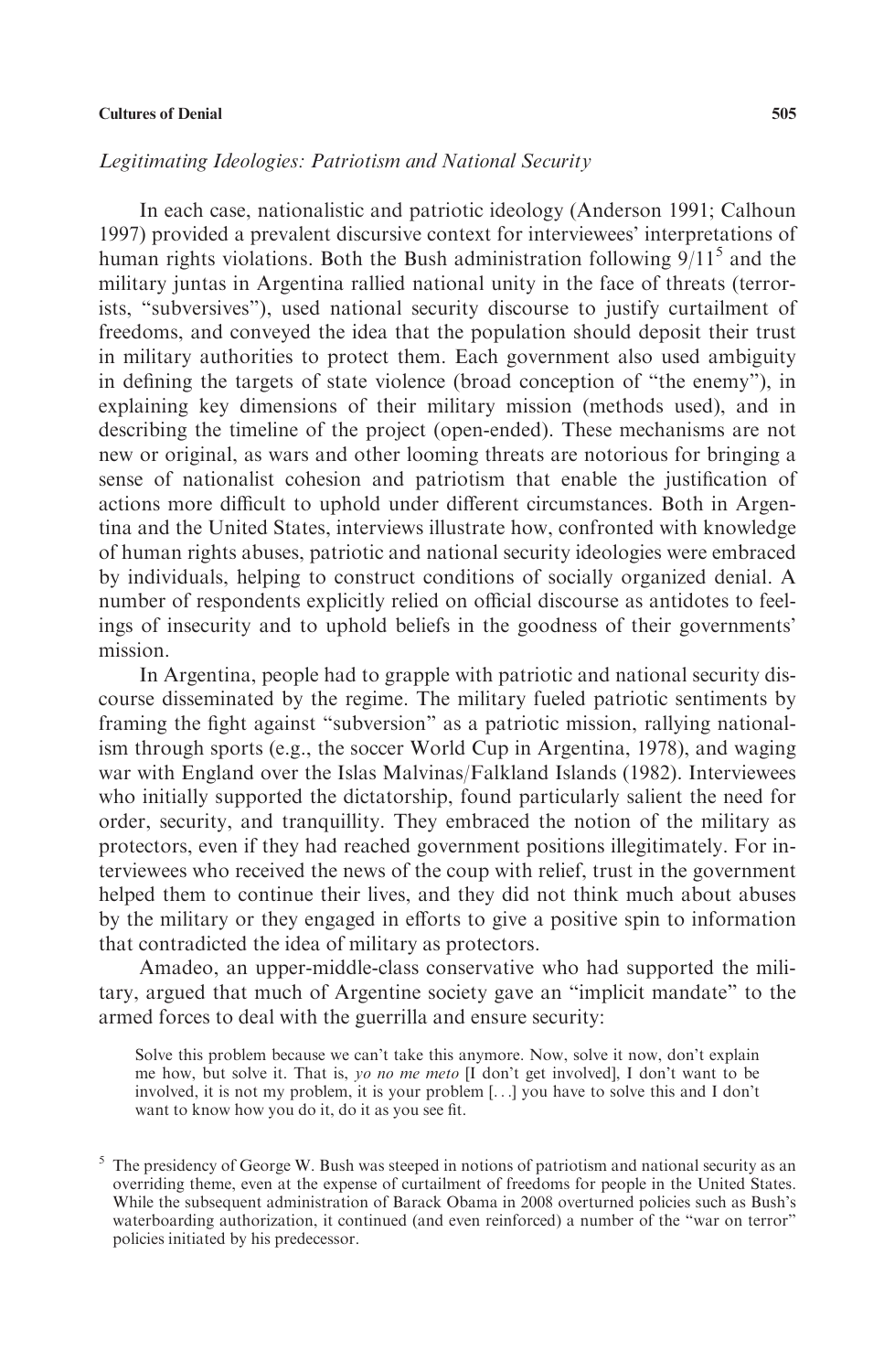### *Legitimating Ideologies: Patriotism and National Security*

In each case, nationalistic and patriotic ideology (Anderson 1991; Calhoun 1997) provided a prevalent discursive context for interviewees' interpretations of human rights violations. Both the Bush administration following 9/11[5] and the military juntas in Argentina rallied national unity in the face of threats (terrorists, "subversives"), used national security discourse to justify curtailment of freedoms, and conveyed the idea that the population should deposit their trust in military authorities to protect them. Each government also used ambiguity in defining the targets of state violence (broad conception of "the enemy"), in explaining key dimensions of their military mission (methods used), and in describing the timeline of the project (open-ended). These mechanisms are not new or original, as wars and other looming threats are notorious for bringing a sense of nationalist cohesion and patriotism that enable the justification of actions more difficult to uphold under different circumstances. Both in Argentina and the United States, interviews illustrate how, confronted with knowledge of human rights abuses, patriotic and national security ideologies were embraced by individuals, helping to construct conditions of socially organized denial. A number of respondents explicitly relied on official discourse as antidotes to feelings of insecurity and to uphold beliefs in the goodness of their governments' mission.

In Argentina, people had to grapple with patriotic and national security discourse disseminated by the regime. The military fueled patriotic sentiments by framing the fight against "subversion" as a patriotic mission, rallying nationalism through sports (e.g., the soccer World Cup in Argentina, 1978), and waging war with England over the Islas Malvinas/Falkland Islands (1982). Interviewees who initially supported the dictatorship, found particularly salient the need for order, security, and tranquillity. They embraced the notion of the military as protectors, even if they had reached government positions illegitimately. For interviewees who received the news of the coup with relief, trust in the government helped them to continue their lives, and they did not think much about abuses by the military or they engaged in efforts to give a positive spin to information that contradicted the idea of military as protectors.

Amadeo, an upper-middle-class conservative who had supported the military, argued that much of Argentine society gave an "implicit mandate" to the armed forces to deal with the guerrilla and ensure security:

> Solve this problem because we can't take this anymore. Now, solve it now, don't explain me how, but solve it. That is, *yo no me meto* [I don't get involved], I don't want to be involved, it is not my problem, it is your problem [...] you have to solve this and I don't want to know how you do it, do it as you see fit.

[5] The presidency of George W. Bush was steeped in notions of patriotism and national security as an overriding theme, even at the expense of curtailment of freedoms for people in the United States. While the subsequent administration of Barack Obama in 2008 overturned policies such as Bush's waterboarding authorization, it continued (and even reinforced) a number of the "war on terror" policies initiated by his predecessor.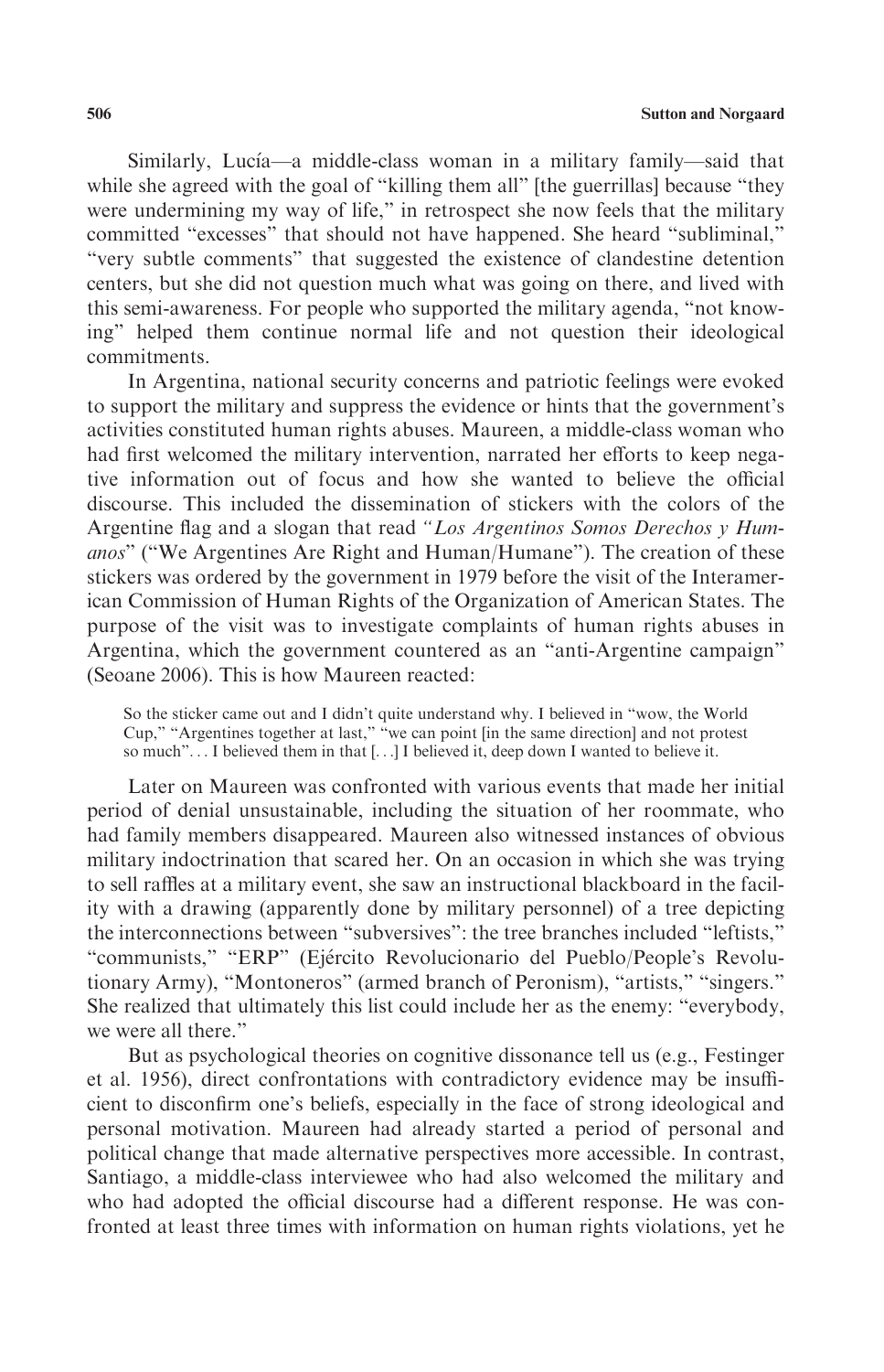Similarly, Lucía—a middle-class woman in a military family—said that while she agreed with the goal of "killing them all" [the guerrillas] because "they were undermining my way of life," in retrospect she now feels that the military committed "excesses" that should not have happened. She heard "subliminal," "very subtle comments" that suggested the existence of clandestine detention centers, but she did not question much what was going on there, and lived with this semi-awareness. For people who supported the military agenda, "not knowing" helped them continue normal life and not question their ideological commitments.

In Argentina, national security concerns and patriotic feelings were evoked to support the military and suppress the evidence or hints that the government's activities constituted human rights abuses. Maureen, a middle-class woman who had first welcomed the military intervention, narrated her efforts to keep negative information out of focus and how she wanted to believe the official discourse. This included the dissemination of stickers with the colors of the Argentine flag and a slogan that read *"Los Argentinos Somos Derechos y Humanos"* ("We Argentines Are Right and Human/Humane"). The creation of these stickers was ordered by the government in 1979 before the visit of the Interamerican Commission of Human Rights of the Organization of American States. The purpose of the visit was to investigate complaints of human rights abuses in Argentina, which the government countered as an "anti-Argentine campaign" (Seoane 2006). This is how Maureen reacted:

> So the sticker came out and I didn't quite understand why. I believed in "wow, the World Cup," "Argentines together at last," "we can point [in the same direction] and not protest so much"... I believed them in that [...] I believed it, deep down I wanted to believe it.

Later on Maureen was confronted with various events that made her initial period of denial unsustainable, including the situation of her roommate, who had family members disappeared. Maureen also witnessed instances of obvious military indoctrination that scared her. On an occasion in which she was trying to sell raffles at a military event, she saw an instructional blackboard in the facility with a drawing (apparently done by military personnel) of a tree depicting the interconnections between "subversives": the tree branches included "leftists," "communists," "ERP" (Ejército Revolucionario del Pueblo/People's Revolutionary Army), "Montoneros" (armed branch of Peronism), "artists," "singers." She realized that ultimately this list could include her as the enemy: "everybody, we were all there."

But as psychological theories on cognitive dissonance tell us (e.g., Festinger et al. 1956), direct confrontations with contradictory evidence may be insufficient to disconfirm one's beliefs, especially in the face of strong ideological and personal motivation. Maureen had already started a period of personal and political change that made alternative perspectives more accessible. In contrast, Santiago, a middle-class interviewee who had also welcomed the military and who had adopted the official discourse had a different response. He was confronted at least three times with information on human rights violations, yet he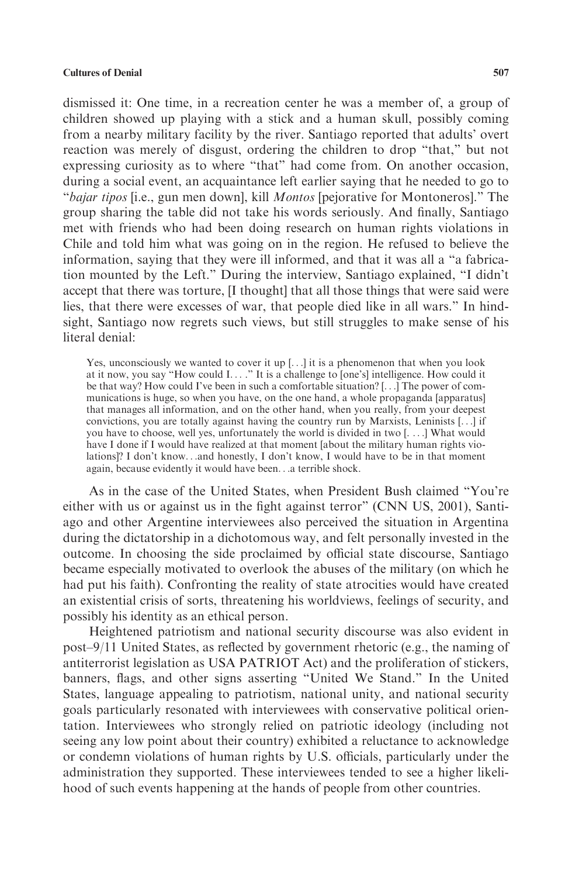dismissed it: One time, in a recreation center he was a member of, a group of children showed up playing with a stick and a human skull, possibly coming from a nearby military facility by the river. Santiago reported that adults' overt reaction was merely of disgust, ordering the children to drop "that," but not expressing curiosity as to where "that" had come from. On another occasion, during a social event, an acquaintance left earlier saying that he needed to go to "*bajar tipos* [i.e., gun men down], kill *Montos* [pejorative for Montoneros]." The group sharing the table did not take his words seriously. And finally, Santiago met with friends who had been doing research on human rights violations in Chile and told him what was going on in the region. He refused to believe the information, saying that they were ill informed, and that it was all a "a fabrication mounted by the Left." During the interview, Santiago explained, "I didn't accept that there was torture, [I thought] that all those things that were said were lies, that there were excesses of war, that people died like in all wars." In hindsight, Santiago now regrets such views, but still struggles to make sense of his literal denial:

> Yes, unconsciously we wanted to cover it up [...] it is a phenomenon that when you look at it now, you say "How could I...." It is a challenge to [one's] intelligence. How could it be that way? How could I've been in such a comfortable situation? [...] The power of communications is huge, so when you have, on the one hand, a whole propaganda [apparatus] that manages all information, and on the other hand, when you really, from your deepest convictions, you are totally against having the country run by Marxists, Leninists [...] if you have to choose, well yes, unfortunately the world is divided in two [. ...] What would have I done if I would have realized at that moment [about the military human rights violations]? I don't know...and honestly, I don't know, I would have to be in that moment again, because evidently it would have been...a terrible shock.

As in the case of the United States, when President Bush claimed "You're either with us or against us in the fight against terror" (CNN US, 2001), Santiago and other Argentine interviewees also perceived the situation in Argentina during the dictatorship in a dichotomous way, and felt personally invested in the outcome. In choosing the side proclaimed by official state discourse, Santiago became especially motivated to overlook the abuses of the military (on which he had put his faith). Confronting the reality of state atrocities would have created an existential crisis of sorts, threatening his worldviews, feelings of security, and possibly his identity as an ethical person.

Heightened patriotism and national security discourse was also evident in post–9/11 United States, as reflected by government rhetoric (e.g., the naming of antiterrorist legislation as USA PATRIOT Act) and the proliferation of stickers, banners, flags, and other signs asserting "United We Stand." In the United States, language appealing to patriotism, national unity, and national security goals particularly resonated with interviewees with conservative political orientation. Interviewees who strongly relied on patriotic ideology (including not seeing any low point about their country) exhibited a reluctance to acknowledge or condemn violations of human rights by U.S. officials, particularly under the administration they supported. These interviewees tended to see a higher likelihood of such events happening at the hands of people from other countries.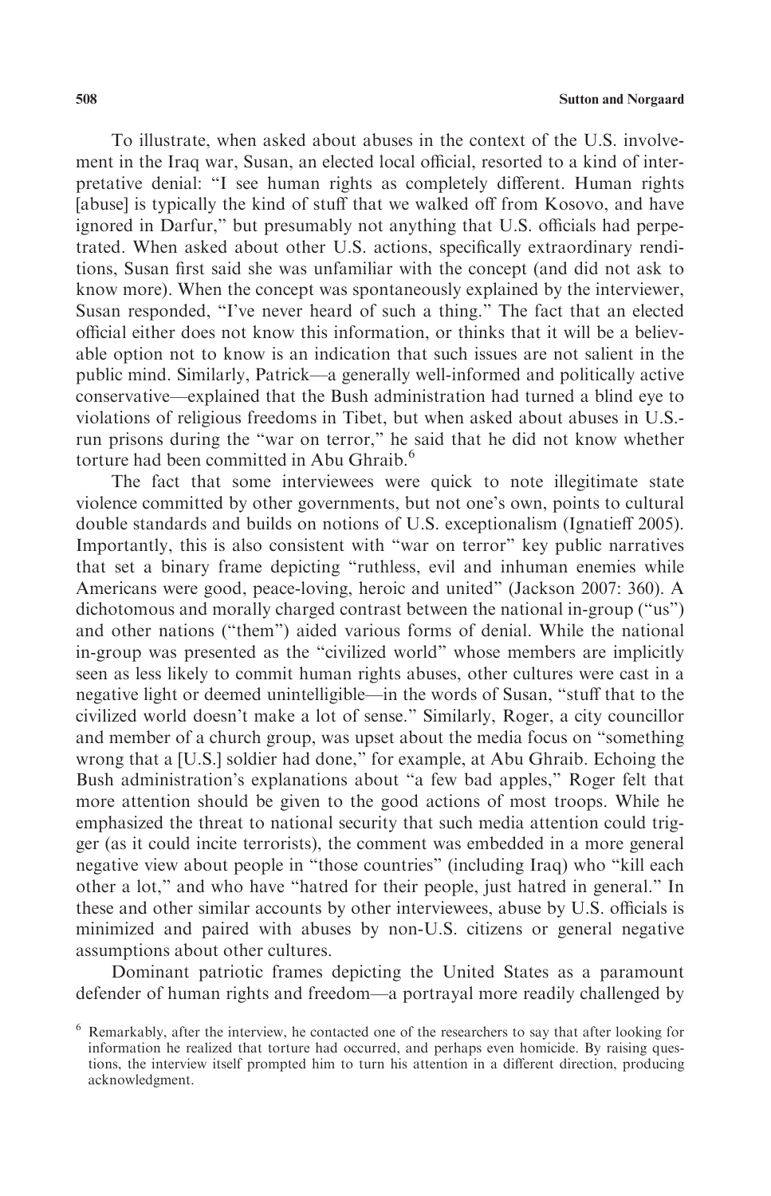To illustrate, when asked about abuses in the context of the U.S. involvement in the Iraq war, Susan, an elected local official, resorted to a kind of interpretative denial: "I see human rights as completely different. Human rights [abuse] is typically the kind of stuff that we walked off from Kosovo, and have ignored in Darfur," but presumably not anything that U.S. officials had perpetrated. When asked about other U.S. actions, specifically extraordinary renditions, Susan first said she was unfamiliar with the concept (and did not ask to know more). When the concept was spontaneously explained by the interviewer, Susan responded, "I've never heard of such a thing." The fact that an elected official either does not know this information, or thinks that it will be a believable option not to know is an indication that such issues are not salient in the public mind. Similarly, Patrick—a generally well-informed and politically active conservative—explained that the Bush administration had turned a blind eye to violations of religious freedoms in Tibet, but when asked about abuses in U.S.-run prisons during the "war on terror," he said that he did not know whether torture had been committed in Abu Ghraib.[6]

The fact that some interviewees were quick to note illegitimate state violence committed by other governments, but not one's own, points to cultural double standards and builds on notions of U.S. exceptionalism (Ignatieff 2005). Importantly, this is also consistent with "war on terror" key public narratives that set a binary frame depicting "ruthless, evil and inhuman enemies while Americans were good, peace-loving, heroic and united" (Jackson 2007: 360). A dichotomous and morally charged contrast between the national in-group ("us") and other nations ("them") aided various forms of denial. While the national in-group was presented as the "civilized world" whose members are implicitly seen as less likely to commit human rights abuses, other cultures were cast in a negative light or deemed unintelligible—in the words of Susan, "stuff that to the civilized world doesn't make a lot of sense." Similarly, Roger, a city councillor and member of a church group, was upset about the media focus on "something wrong that a [U.S.] soldier had done," for example, at Abu Ghraib. Echoing the Bush administration's explanations about "a few bad apples," Roger felt that more attention should be given to the good actions of most troops. While he emphasized the threat to national security that such media attention could trigger (as it could incite terrorists), the comment was embedded in a more general negative view about people in "those countries" (including Iraq) who "kill each other a lot," and who have "hatred for their people, just hatred in general." In these and other similar accounts by other interviewees, abuse by U.S. officials is minimized and paired with abuses by non-U.S. citizens or general negative assumptions about other cultures.

Dominant patriotic frames depicting the United States as a paramount defender of human rights and freedom—a portrayal more readily challenged by

[6] Remarkably, after the interview, he contacted one of the researchers to say that after looking for information he realized that torture had occurred, and perhaps even homicide. By raising questions, the interview itself prompted him to turn his attention in a different direction, producing acknowledgment.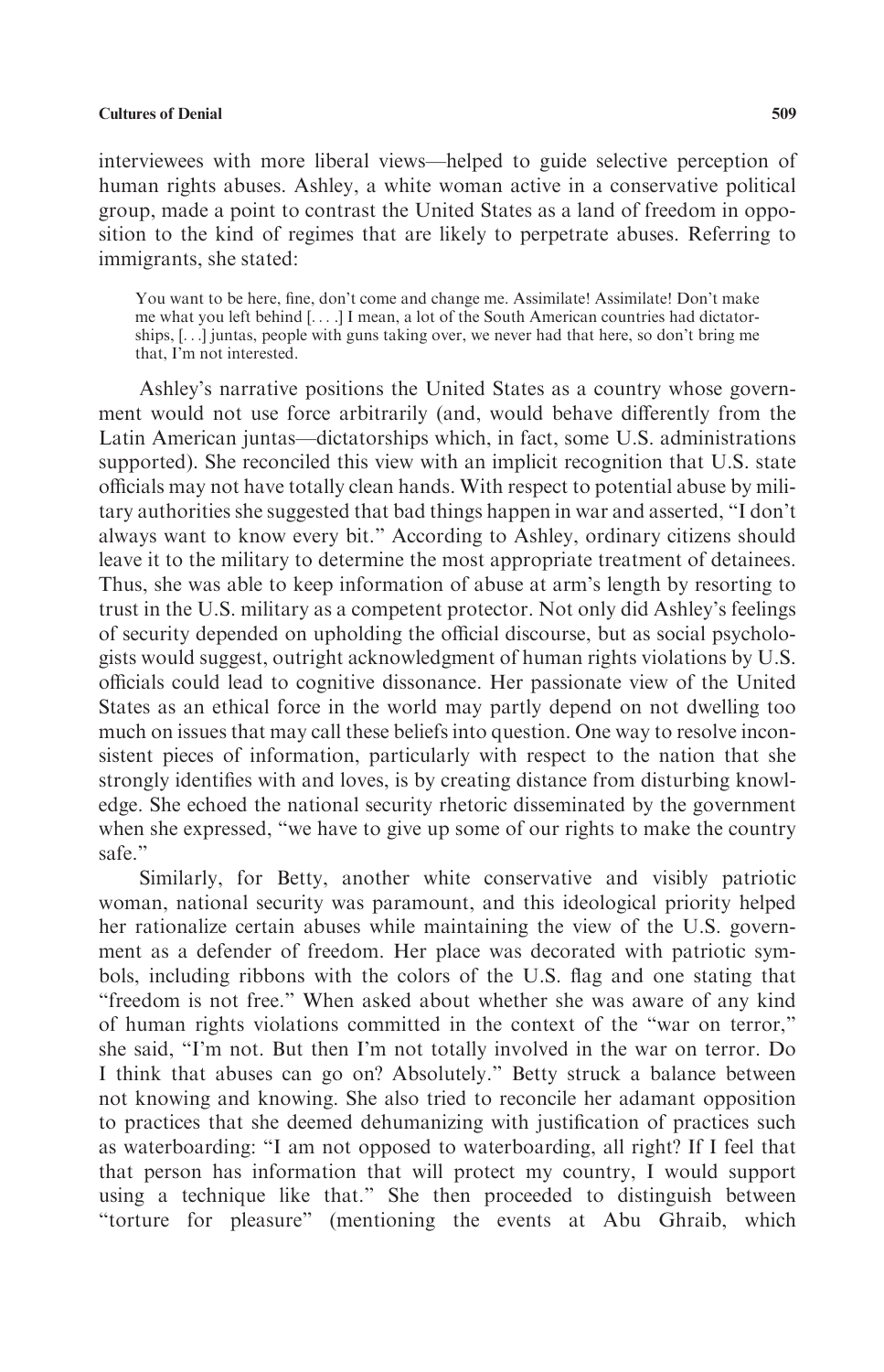interviewees with more liberal views—helped to guide selective perception of human rights abuses. Ashley, a white woman active in a conservative political group, made a point to contrast the United States as a land of freedom in opposition to the kind of regimes that are likely to perpetrate abuses. Referring to immigrants, she stated:

> You want to be here, fine, don't come and change me. Assimilate! Assimilate! Don't make me what you left behind [. . . .] I mean, a lot of the South American countries had dictatorships, [. . .] juntas, people with guns taking over, we never had that here, so don't bring me that, I'm not interested.

Ashley's narrative positions the United States as a country whose government would not use force arbitrarily (and, would behave differently from the Latin American juntas—dictatorships which, in fact, some U.S. administrations supported). She reconciled this view with an implicit recognition that U.S. state officials may not have totally clean hands. With respect to potential abuse by military authorities she suggested that bad things happen in war and asserted, "I don't always want to know every bit." According to Ashley, ordinary citizens should leave it to the military to determine the most appropriate treatment of detainees. Thus, she was able to keep information of abuse at arm's length by resorting to trust in the U.S. military as a competent protector. Not only did Ashley's feelings of security depended on upholding the official discourse, but as social psychologists would suggest, outright acknowledgment of human rights violations by U.S. officials could lead to cognitive dissonance. Her passionate view of the United States as an ethical force in the world may partly depend on not dwelling too much on issues that may call these beliefs into question. One way to resolve inconsistent pieces of information, particularly with respect to the nation that she strongly identifies with and loves, is by creating distance from disturbing knowledge. She echoed the national security rhetoric disseminated by the government when she expressed, "we have to give up some of our rights to make the country safe."

Similarly, for Betty, another white conservative and visibly patriotic woman, national security was paramount, and this ideological priority helped her rationalize certain abuses while maintaining the view of the U.S. government as a defender of freedom. Her place was decorated with patriotic symbols, including ribbons with the colors of the U.S. flag and one stating that "freedom is not free." When asked about whether she was aware of any kind of human rights violations committed in the context of the "war on terror," she said, "I'm not. But then I'm not totally involved in the war on terror. Do I think that abuses can go on? Absolutely." Betty struck a balance between not knowing and knowing. She also tried to reconcile her adamant opposition to practices that she deemed dehumanizing with justification of practices such as waterboarding: "I am not opposed to waterboarding, all right? If I feel that that person has information that will protect my country, I would support using a technique like that." She then proceeded to distinguish between "torture for pleasure" (mentioning the events at Abu Ghraib, which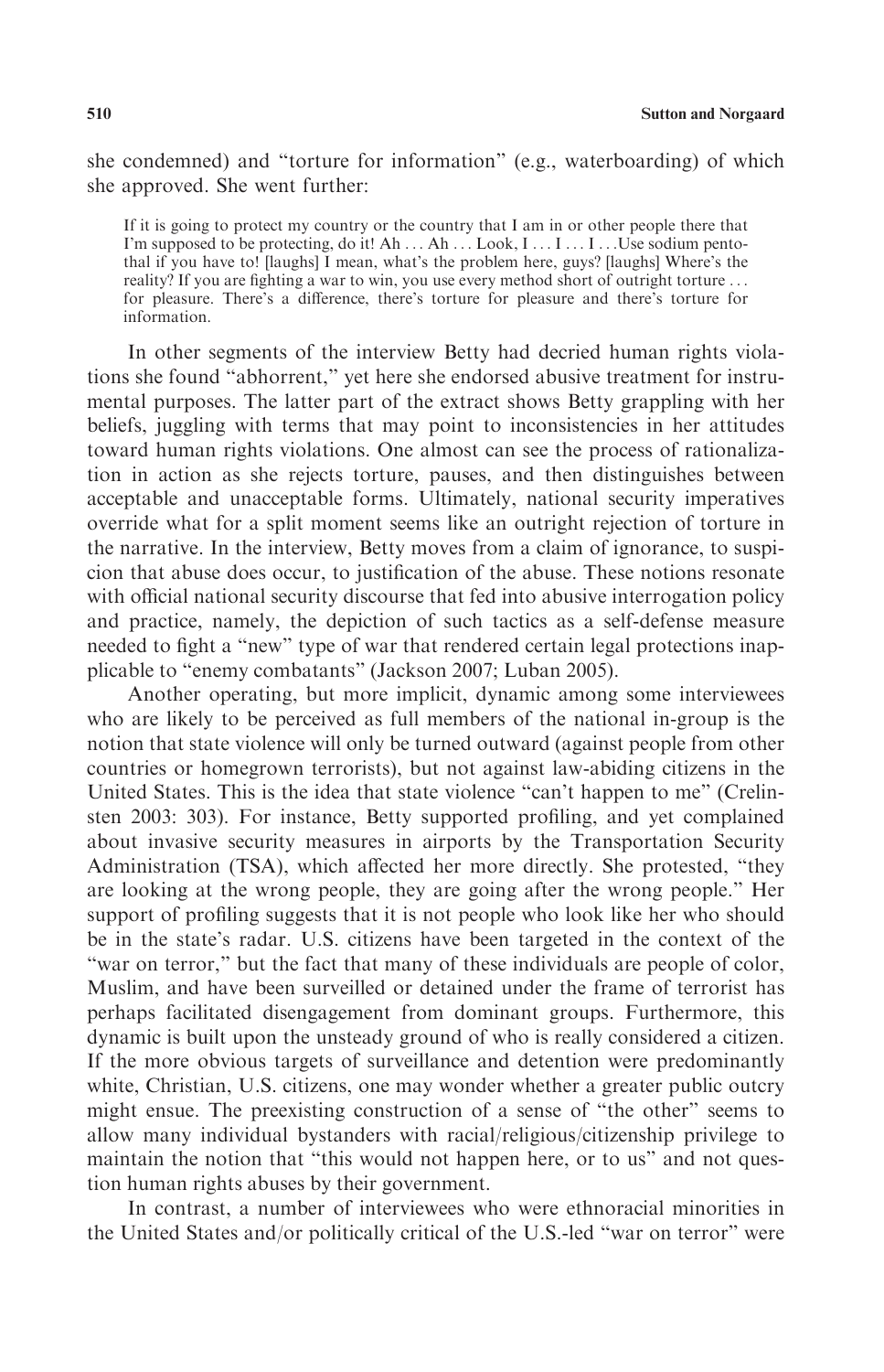she condemned) and "torture for information" (e.g., waterboarding) of which she approved. She went further:

> If it is going to protect my country or the country that I am in or other people there that I'm supposed to be protecting, do it! Ah ... Ah ... Look, I ... I ... I ...Use sodium pentothal if you have to! [laughs] I mean, what's the problem here, guys? [laughs] Where's the reality? If you are fighting a war to win, you use every method short of outright torture ... for pleasure. There's a difference, there's torture for pleasure and there's torture for information.

In other segments of the interview Betty had decried human rights violations she found "abhorrent," yet here she endorsed abusive treatment for instrumental purposes. The latter part of the extract shows Betty grappling with her beliefs, juggling with terms that may point to inconsistencies in her attitudes toward human rights violations. One almost can see the process of rationalization in action as she rejects torture, pauses, and then distinguishes between acceptable and unacceptable forms. Ultimately, national security imperatives override what for a split moment seems like an outright rejection of torture in the narrative. In the interview, Betty moves from a claim of ignorance, to suspicion that abuse does occur, to justification of the abuse. These notions resonate with official national security discourse that fed into abusive interrogation policy and practice, namely, the depiction of such tactics as a self-defense measure needed to fight a "new" type of war that rendered certain legal protections inapplicable to "enemy combatants" (Jackson 2007; Luban 2005).

Another operating, but more implicit, dynamic among some interviewees who are likely to be perceived as full members of the national in-group is the notion that state violence will only be turned outward (against people from other countries or homegrown terrorists), but not against law-abiding citizens in the United States. This is the idea that state violence "can't happen to me" (Crelinsten 2003: 303). For instance, Betty supported profiling, and yet complained about invasive security measures in airports by the Transportation Security Administration (TSA), which affected her more directly. She protested, "they are looking at the wrong people, they are going after the wrong people." Her support of profiling suggests that it is not people who look like her who should be in the state's radar. U.S. citizens have been targeted in the context of the "war on terror," but the fact that many of these individuals are people of color, Muslim, and have been surveilled or detained under the frame of terrorist has perhaps facilitated disengagement from dominant groups. Furthermore, this dynamic is built upon the unsteady ground of who is really considered a citizen. If the more obvious targets of surveillance and detention were predominantly white, Christian, U.S. citizens, one may wonder whether a greater public outcry might ensue. The preexisting construction of a sense of "the other" seems to allow many individual bystanders with racial/religious/citizenship privilege to maintain the notion that "this would not happen here, or to us" and not question human rights abuses by their government.

In contrast, a number of interviewees who were ethnoracial minorities in the United States and/or politically critical of the U.S.-led "war on terror" were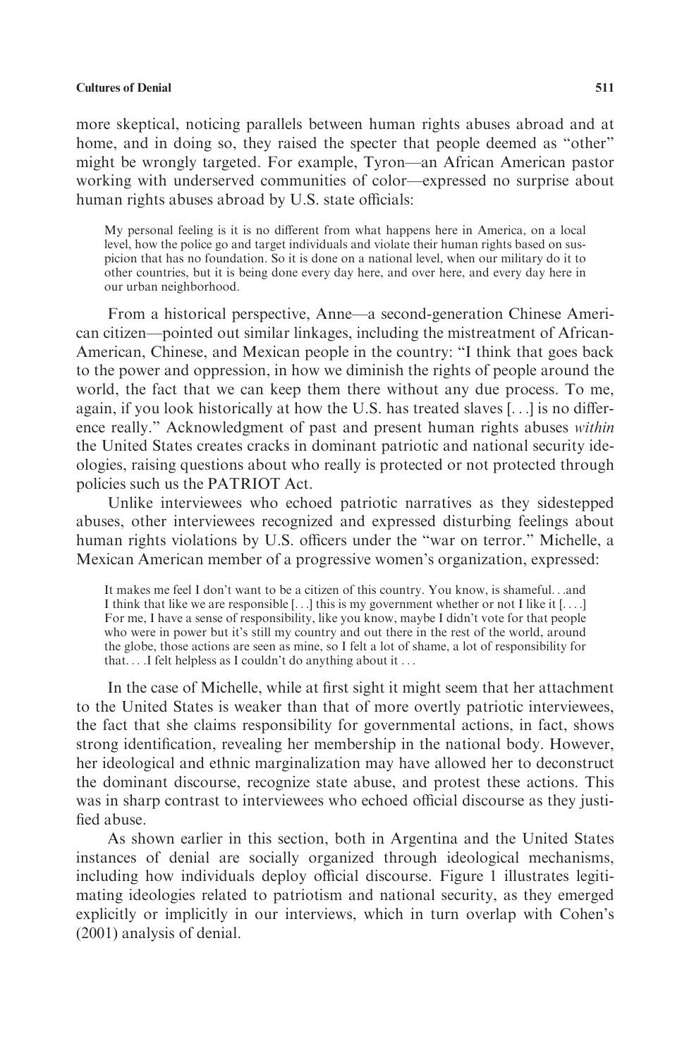more skeptical, noticing parallels between human rights abuses abroad and at home, and in doing so, they raised the specter that people deemed as "other" might be wrongly targeted. For example, Tyron—an African American pastor working with underserved communities of color—expressed no surprise about human rights abuses abroad by U.S. state officials:

> My personal feeling is it is no different from what happens here in America, on a local level, how the police go and target individuals and violate their human rights based on suspicion that has no foundation. So it is done on a national level, when our military do it to other countries, but it is being done every day here, and over here, and every day here in our urban neighborhood.

From a historical perspective, Anne—a second-generation Chinese American citizen—pointed out similar linkages, including the mistreatment of African-American, Chinese, and Mexican people in the country: "I think that goes back to the power and oppression, in how we diminish the rights of people around the world, the fact that we can keep them there without any due process. To me, again, if you look historically at how the U.S. has treated slaves [...] is no difference really." Acknowledgment of past and present human rights abuses *within* the United States creates cracks in dominant patriotic and national security ideologies, raising questions about who really is protected or not protected through policies such us the PATRIOT Act.

Unlike interviewees who echoed patriotic narratives as they sidestepped abuses, other interviewees recognized and expressed disturbing feelings about human rights violations by U.S. officers under the "war on terror." Michelle, a Mexican American member of a progressive women's organization, expressed:

> It makes me feel I don't want to be a citizen of this country. You know, is shameful...and I think that like we are responsible [...] this is my government whether or not I like it [....] For me, I have a sense of responsibility, like you know, maybe I didn't vote for that people who were in power but it's still my country and out there in the rest of the world, around the globe, those actions are seen as mine, so I felt a lot of shame, a lot of responsibility for that.... I felt helpless as I couldn't do anything about it ...

In the case of Michelle, while at first sight it might seem that her attachment to the United States is weaker than that of more overtly patriotic interviewees, the fact that she claims responsibility for governmental actions, in fact, shows strong identification, revealing her membership in the national body. However, her ideological and ethnic marginalization may have allowed her to deconstruct the dominant discourse, recognize state abuse, and protest these actions. This was in sharp contrast to interviewees who echoed official discourse as they justified abuse.

As shown earlier in this section, both in Argentina and the United States instances of denial are socially organized through ideological mechanisms, including how individuals deploy official discourse. Figure 1 illustrates legitimating ideologies related to patriotism and national security, as they emerged explicitly or implicitly in our interviews, which in turn overlap with Cohen's (2001) analysis of denial.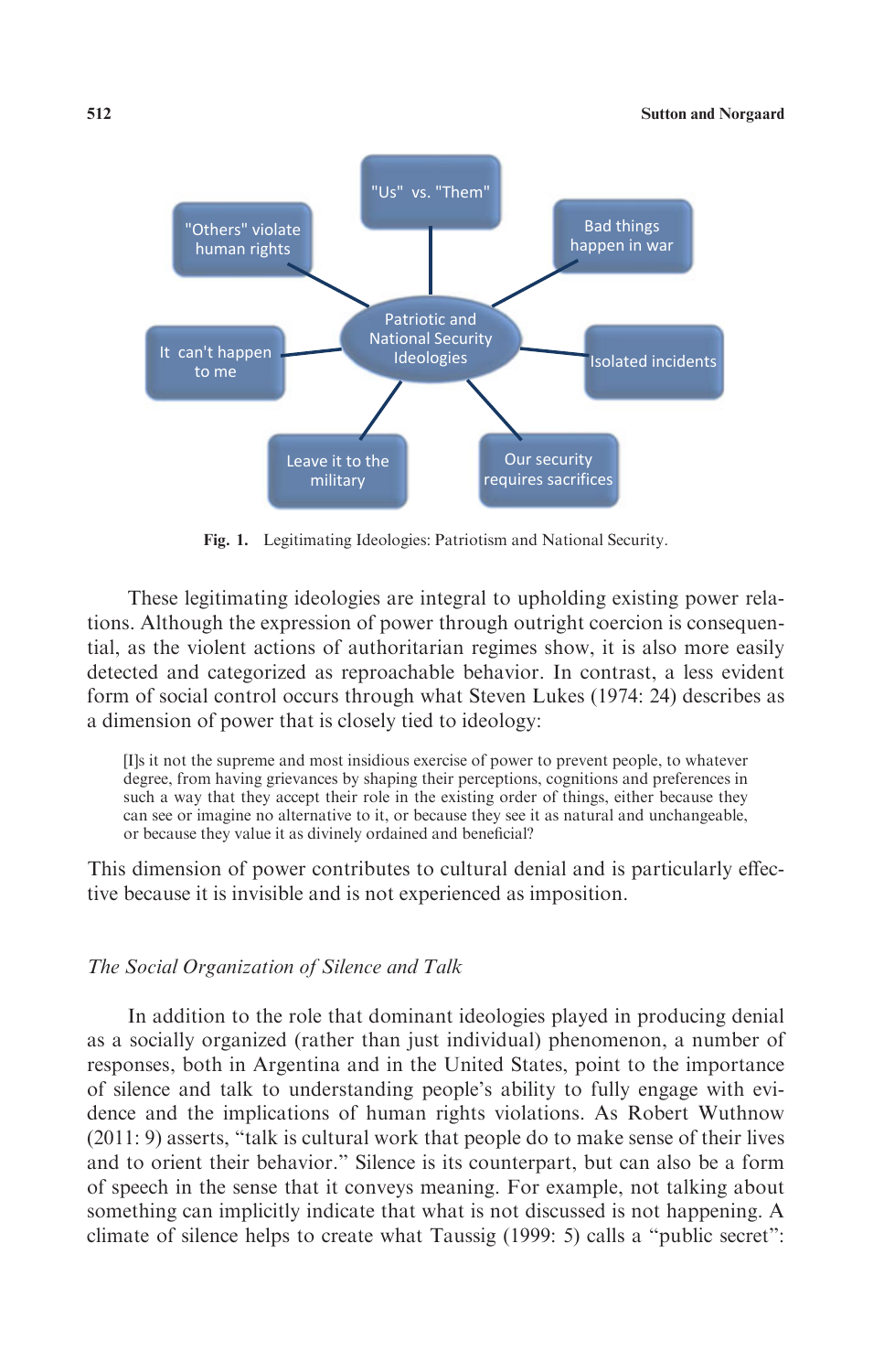Patriotic and National Security Ideologies

- "Us" vs. "Them"
- Bad things happen in war
- Isolated incidents
- Our security requires sacrifices
- Leave it to the military
- It can't happen to me
- "Others" violate human rights

**Fig. 1.** Legitimating Ideologies: Patriotism and National Security.

These legitimating ideologies are integral to upholding existing power relations. Although the expression of power through outright coercion is consequential, as the violent actions of authoritarian regimes show, it is also more easily detected and categorized as reproachable behavior. In contrast, a less evident form of social control occurs through what Steven Lukes (1974: 24) describes as a dimension of power that is closely tied to ideology:

> [I]s it not the supreme and most insidious exercise of power to prevent people, to whatever degree, from having grievances by shaping their perceptions, cognitions and preferences in such a way that they accept their role in the existing order of things, either because they can see or imagine no alternative to it, or because they see it as natural and unchangeable, or because they value it as divinely ordained and beneficial?

This dimension of power contributes to cultural denial and is particularly effective because it is invisible and is not experienced as imposition.

### *The Social Organization of Silence and Talk*

In addition to the role that dominant ideologies played in producing denial as a socially organized (rather than just individual) phenomenon, a number of responses, both in Argentina and in the United States, point to the importance of silence and talk to understanding people's ability to fully engage with evidence and the implications of human rights violations. As Robert Wuthnow (2011: 9) asserts, "talk is cultural work that people do to make sense of their lives and to orient their behavior." Silence is its counterpart, but can also be a form of speech in the sense that it conveys meaning. For example, not talking about something can implicitly indicate that what is not discussed is not happening. A climate of silence helps to create what Taussig (1999: 5) calls a "public secret":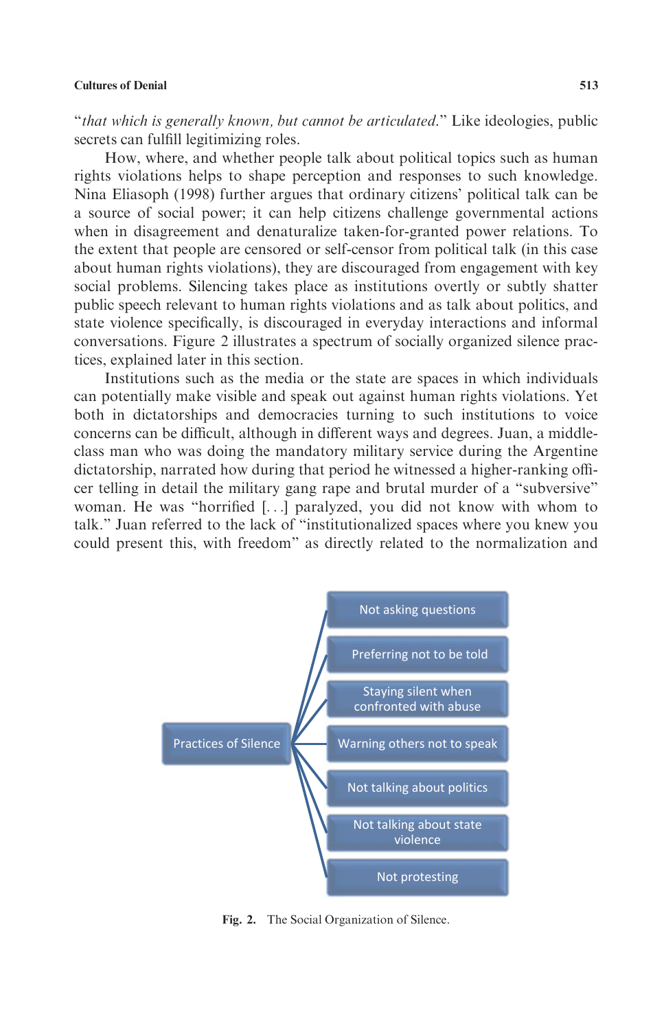"*that which is generally known, but cannot be articulated.*" Like ideologies, public secrets can fulfill legitimizing roles.

How, where, and whether people talk about political topics such as human rights violations helps to shape perception and responses to such knowledge. Nina Eliasoph (1998) further argues that ordinary citizens' political talk can be a source of social power; it can help citizens challenge governmental actions when in disagreement and denaturalize taken-for-granted power relations. To the extent that people are censored or self-censor from political talk (in this case about human rights violations), they are discouraged from engagement with key social problems. Silencing takes place as institutions overtly or subtly shatter public speech relevant to human rights violations and as talk about politics, and state violence specifically, is discouraged in everyday interactions and informal conversations. Figure 2 illustrates a spectrum of socially organized silence practices, explained later in this section.

Institutions such as the media or the state are spaces in which individuals can potentially make visible and speak out against human rights violations. Yet both in dictatorships and democracies turning to such institutions to voice concerns can be difficult, although in different ways and degrees. Juan, a middle-class man who was doing the mandatory military service during the Argentine dictatorship, narrated how during that period he witnessed a higher-ranking officer telling in detail the military gang rape and brutal murder of a "subversive" woman. He was "horrified […] paralyzed, you did not know with whom to talk." Juan referred to the lack of "institutionalized spaces where you knew you could present this, with freedom" as directly related to the normalization and

- Practices of Silence
  - Not asking questions
  - Preferring not to be told
  - Staying silent when confronted with abuse
  - Warning others not to speak
  - Not talking about politics
  - Not talking about state violence
  - Not protesting

**Fig. 2.** The Social Organization of Silence.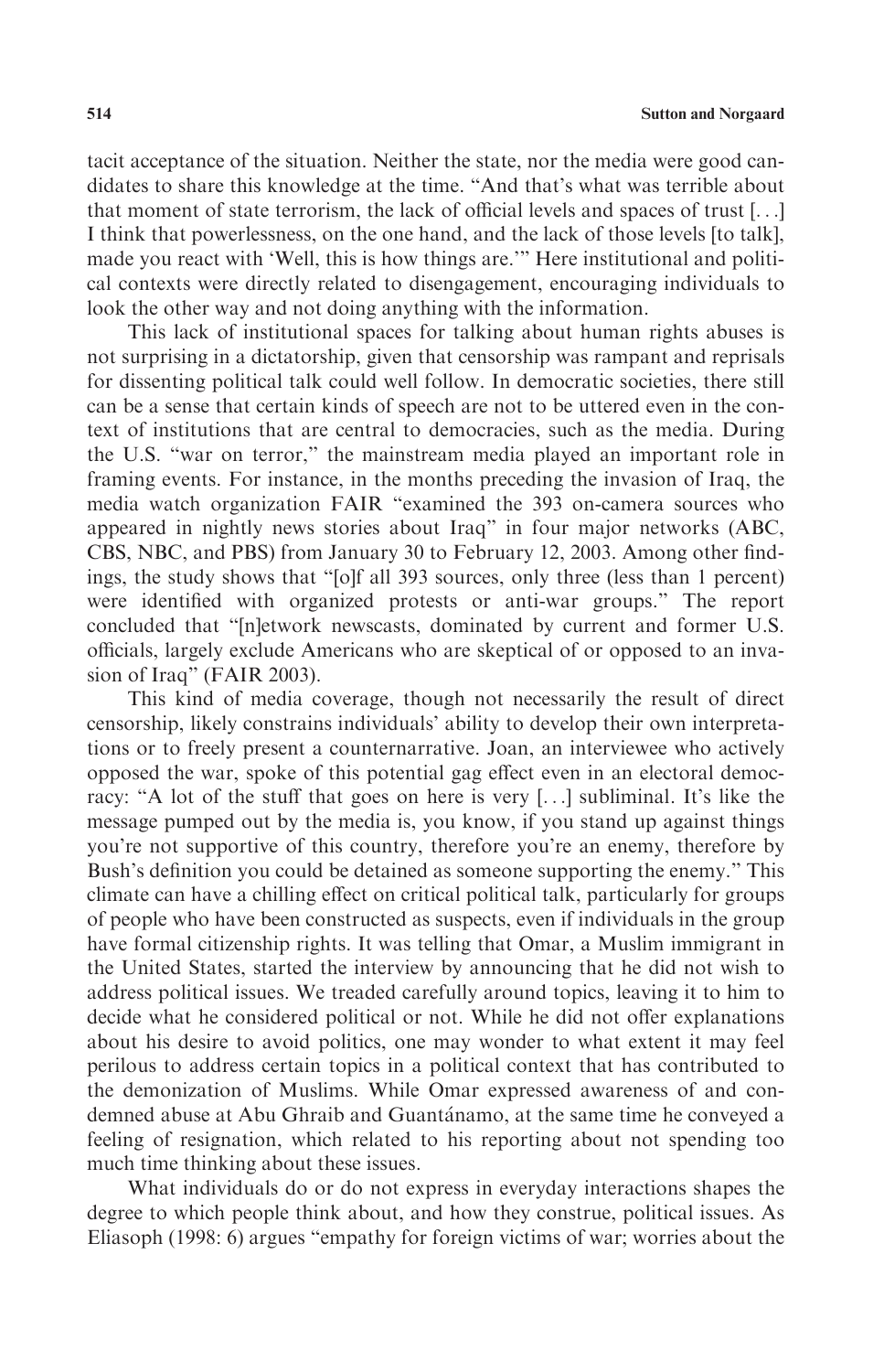tacit acceptance of the situation. Neither the state, nor the media were good candidates to share this knowledge at the time. "And that's what was terrible about that moment of state terrorism, the lack of official levels and spaces of trust [. . .] I think that powerlessness, on the one hand, and the lack of those levels [to talk], made you react with 'Well, this is how things are.'" Here institutional and political contexts were directly related to disengagement, encouraging individuals to look the other way and not doing anything with the information.

This lack of institutional spaces for talking about human rights abuses is not surprising in a dictatorship, given that censorship was rampant and reprisals for dissenting political talk could well follow. In democratic societies, there still can be a sense that certain kinds of speech are not to be uttered even in the context of institutions that are central to democracies, such as the media. During the U.S. "war on terror," the mainstream media played an important role in framing events. For instance, in the months preceding the invasion of Iraq, the media watch organization FAIR "examined the 393 on-camera sources who appeared in nightly news stories about Iraq" in four major networks (ABC, CBS, NBC, and PBS) from January 30 to February 12, 2003. Among other findings, the study shows that "[o]f all 393 sources, only three (less than 1 percent) were identified with organized protests or anti-war groups." The report concluded that "[n]etwork newscasts, dominated by current and former U.S. officials, largely exclude Americans who are skeptical of or opposed to an invasion of Iraq" (FAIR 2003).

This kind of media coverage, though not necessarily the result of direct censorship, likely constrains individuals' ability to develop their own interpretations or to freely present a counternarrative. Joan, an interviewee who actively opposed the war, spoke of this potential gag effect even in an electoral democracy: "A lot of the stuff that goes on here is very [. . .] subliminal. It's like the message pumped out by the media is, you know, if you stand up against things you're not supportive of this country, therefore you're an enemy, therefore by Bush's definition you could be detained as someone supporting the enemy." This climate can have a chilling effect on critical political talk, particularly for groups of people who have been constructed as suspects, even if individuals in the group have formal citizenship rights. It was telling that Omar, a Muslim immigrant in the United States, started the interview by announcing that he did not wish to address political issues. We treaded carefully around topics, leaving it to him to decide what he considered political or not. While he did not offer explanations about his desire to avoid politics, one may wonder to what extent it may feel perilous to address certain topics in a political context that has contributed to the demonization of Muslims. While Omar expressed awareness of and condemned abuse at Abu Ghraib and Guantánamo, at the same time he conveyed a feeling of resignation, which related to his reporting about not spending too much time thinking about these issues.

What individuals do or do not express in everyday interactions shapes the degree to which people think about, and how they construe, political issues. As Eliasoph (1998: 6) argues "empathy for foreign victims of war; worries about the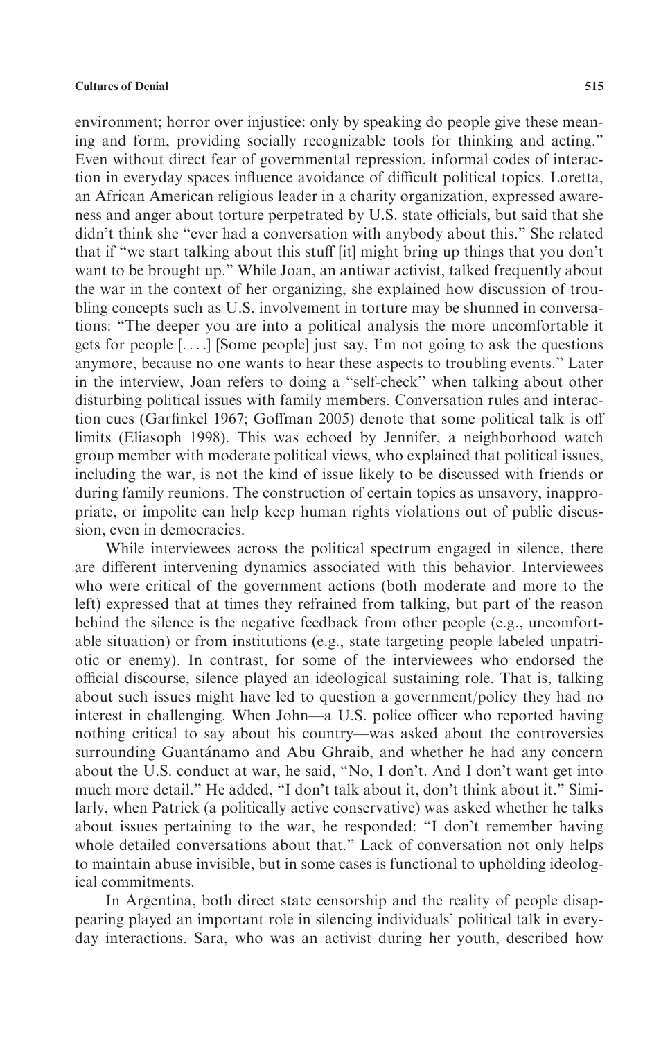environment; horror over injustice: only by speaking do people give these meaning and form, providing socially recognizable tools for thinking and acting." Even without direct fear of governmental repression, informal codes of interaction in everyday spaces influence avoidance of difficult political topics. Loretta, an African American religious leader in a charity organization, expressed awareness and anger about torture perpetrated by U.S. state officials, but said that she didn't think she "ever had a conversation with anybody about this." She related that if "we start talking about this stuff [it] might bring up things that you don't want to be brought up." While Joan, an antiwar activist, talked frequently about the war in the context of her organizing, she explained how discussion of troubling concepts such as U.S. involvement in torture may be shunned in conversations: "The deeper you are into a political analysis the more uncomfortable it gets for people [. . . .] [Some people] just say, I'm not going to ask the questions anymore, because no one wants to hear these aspects to troubling events." Later in the interview, Joan refers to doing a "self-check" when talking about other disturbing political issues with family members. Conversation rules and interaction cues (Garfinkel 1967; Goffman 2005) denote that some political talk is off limits (Eliasoph 1998). This was echoed by Jennifer, a neighborhood watch group member with moderate political views, who explained that political issues, including the war, is not the kind of issue likely to be discussed with friends or during family reunions. The construction of certain topics as unsavory, inappropriate, or impolite can help keep human rights violations out of public discussion, even in democracies.

While interviewees across the political spectrum engaged in silence, there are different intervening dynamics associated with this behavior. Interviewees who were critical of the government actions (both moderate and more to the left) expressed that at times they refrained from talking, but part of the reason behind the silence is the negative feedback from other people (e.g., uncomfortable situation) or from institutions (e.g., state targeting people labeled unpatriotic or enemy). In contrast, for some of the interviewees who endorsed the official discourse, silence played an ideological sustaining role. That is, talking about such issues might have led to question a government/policy they had no interest in challenging. When John—a U.S. police officer who reported having nothing critical to say about his country—was asked about the controversies surrounding Guantánamo and Abu Ghraib, and whether he had any concern about the U.S. conduct at war, he said, "No, I don't. And I don't want get into much more detail." He added, "I don't talk about it, don't think about it." Similarly, when Patrick (a politically active conservative) was asked whether he talks about issues pertaining to the war, he responded: "I don't remember having whole detailed conversations about that." Lack of conversation not only helps to maintain abuse invisible, but in some cases is functional to upholding ideological commitments.

In Argentina, both direct state censorship and the reality of people disappearing played an important role in silencing individuals' political talk in everyday interactions. Sara, who was an activist during her youth, described how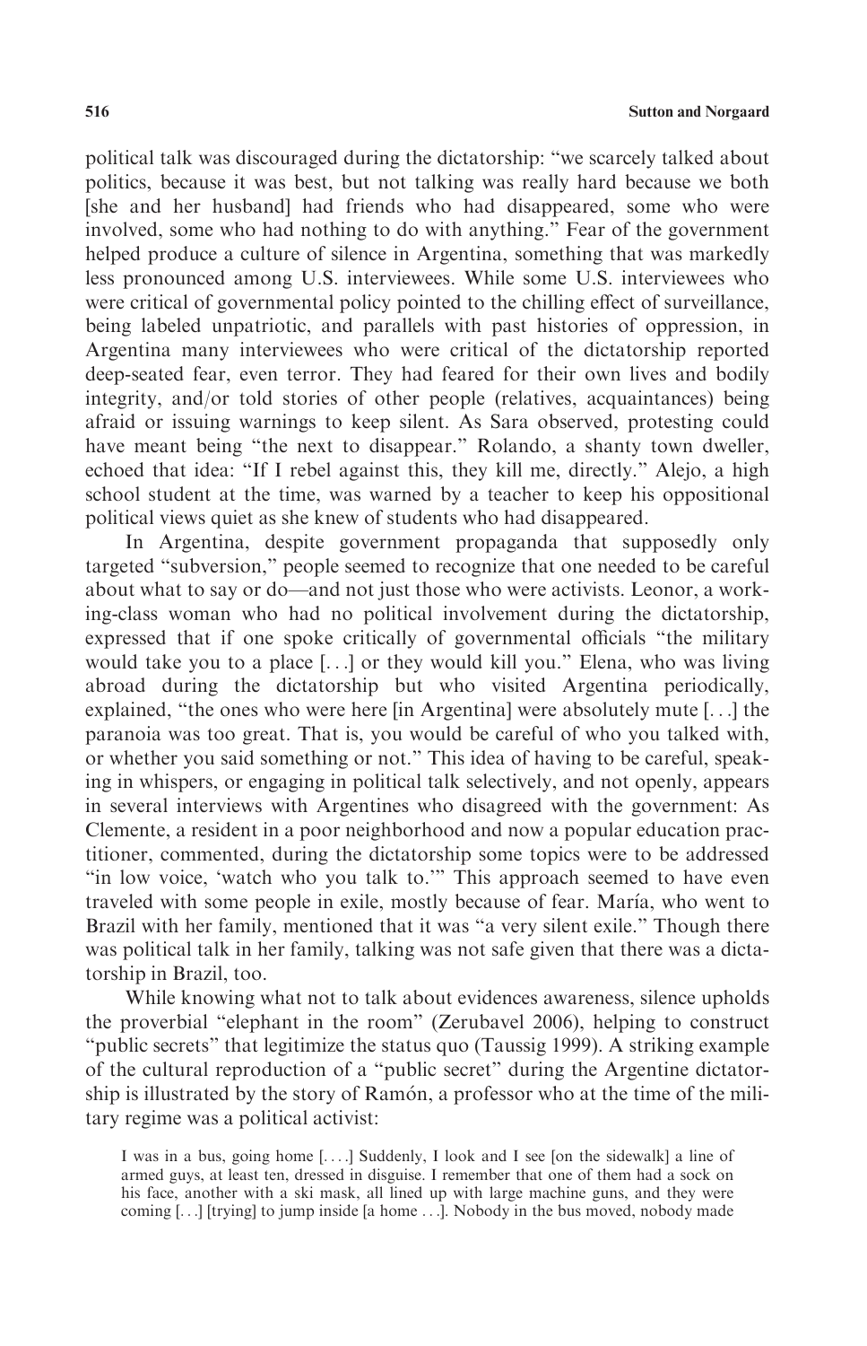political talk was discouraged during the dictatorship: "we scarcely talked about politics, because it was best, but not talking was really hard because we both [she and her husband] had friends who had disappeared, some who were involved, some who had nothing to do with anything." Fear of the government helped produce a culture of silence in Argentina, something that was markedly less pronounced among U.S. interviewees. While some U.S. interviewees who were critical of governmental policy pointed to the chilling effect of surveillance, being labeled unpatriotic, and parallels with past histories of oppression, in Argentina many interviewees who were critical of the dictatorship reported deep-seated fear, even terror. They had feared for their own lives and bodily integrity, and/or told stories of other people (relatives, acquaintances) being afraid or issuing warnings to keep silent. As Sara observed, protesting could have meant being "the next to disappear." Rolando, a shanty town dweller, echoed that idea: "If I rebel against this, they kill me, directly." Alejo, a high school student at the time, was warned by a teacher to keep his oppositional political views quiet as she knew of students who had disappeared.

In Argentina, despite government propaganda that supposedly only targeted "subversion," people seemed to recognize that one needed to be careful about what to say or do—and not just those who were activists. Leonor, a working-class woman who had no political involvement during the dictatorship, expressed that if one spoke critically of governmental officials "the military would take you to a place [...] or they would kill you." Elena, who was living abroad during the dictatorship but who visited Argentina periodically, explained, "the ones who were here [in Argentina] were absolutely mute [...] the paranoia was too great. That is, you would be careful of who you talked with, or whether you said something or not." This idea of having to be careful, speaking in whispers, or engaging in political talk selectively, and not openly, appears in several interviews with Argentines who disagreed with the government: As Clemente, a resident in a poor neighborhood and now a popular education practitioner, commented, during the dictatorship some topics were to be addressed "in low voice, 'watch who you talk to.'" This approach seemed to have even traveled with some people in exile, mostly because of fear. María, who went to Brazil with her family, mentioned that it was "a very silent exile." Though there was political talk in her family, talking was not safe given that there was a dictatorship in Brazil, too.

While knowing what not to talk about evidences awareness, silence upholds the proverbial "elephant in the room" (Zerubavel 2006), helping to construct "public secrets" that legitimize the status quo (Taussig 1999). A striking example of the cultural reproduction of a "public secret" during the Argentine dictatorship is illustrated by the story of Ramón, a professor who at the time of the military regime was a political activist:

> I was in a bus, going home [....] Suddenly, I look and I see [on the sidewalk] a line of armed guys, at least ten, dressed in disguise. I remember that one of them had a sock on his face, another with a ski mask, all lined up with large machine guns, and they were coming [...] [trying] to jump inside [a home ...]. Nobody in the bus moved, nobody made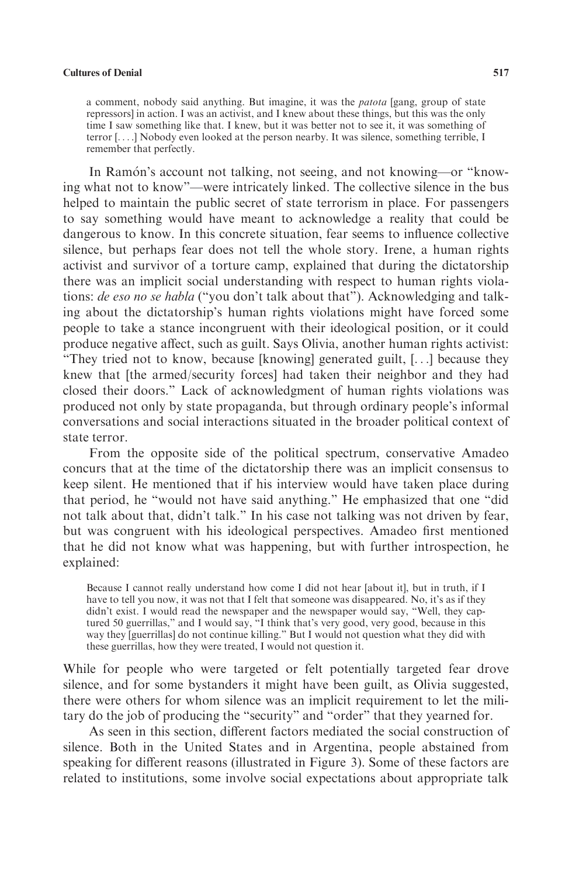a comment, nobody said anything. But imagine, it was the *patota* [gang, group of state repressors] in action. I was an activist, and I knew about these things, but this was the only time I saw something like that. I knew, but it was better not to see it, it was something of terror [. . . .] Nobody even looked at the person nearby. It was silence, something terrible, I remember that perfectly.

In Ramón's account not talking, not seeing, and not knowing—or "knowing what not to know"—were intricately linked. The collective silence in the bus helped to maintain the public secret of state terrorism in place. For passengers to say something would have meant to acknowledge a reality that could be dangerous to know. In this concrete situation, fear seems to influence collective silence, but perhaps fear does not tell the whole story. Irene, a human rights activist and survivor of a torture camp, explained that during the dictatorship there was an implicit social understanding with respect to human rights violations: *de eso no se habla* ("you don't talk about that"). Acknowledging and talking about the dictatorship's human rights violations might have forced some people to take a stance incongruent with their ideological position, or it could produce negative affect, such as guilt. Says Olivia, another human rights activist: "They tried not to know, because [knowing] generated guilt, [. . .] because they knew that [the armed/security forces] had taken their neighbor and they had closed their doors." Lack of acknowledgment of human rights violations was produced not only by state propaganda, but through ordinary people's informal conversations and social interactions situated in the broader political context of state terror.

From the opposite side of the political spectrum, conservative Amadeo concurs that at the time of the dictatorship there was an implicit consensus to keep silent. He mentioned that if his interview would have taken place during that period, he "would not have said anything." He emphasized that one "did not talk about that, didn't talk." In his case not talking was not driven by fear, but was congruent with his ideological perspectives. Amadeo first mentioned that he did not know what was happening, but with further introspection, he explained:

> Because I cannot really understand how come I did not hear [about it], but in truth, if I have to tell you now, it was not that I felt that someone was disappeared. No, it's as if they didn't exist. I would read the newspaper and the newspaper would say, "Well, they captured 50 guerrillas," and I would say, "I think that's very good, very good, because in this way they [guerrillas] do not continue killing." But I would not question what they did with these guerrillas, how they were treated, I would not question it.

While for people who were targeted or felt potentially targeted fear drove silence, and for some bystanders it might have been guilt, as Olivia suggested, there were others for whom silence was an implicit requirement to let the military do the job of producing the "security" and "order" that they yearned for.

As seen in this section, different factors mediated the social construction of silence. Both in the United States and in Argentina, people abstained from speaking for different reasons (illustrated in Figure 3). Some of these factors are related to institutions, some involve social expectations about appropriate talk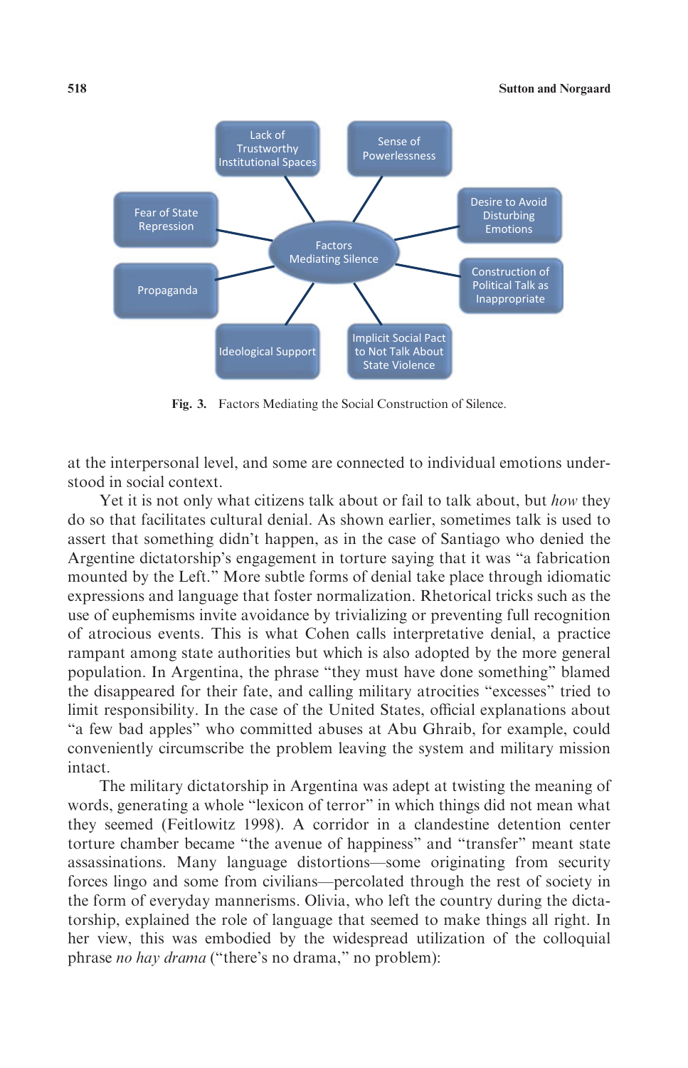Lack of Trustworthy Institutional Spaces

Sense of Powerlessness

Fear of State Repression

Desire to Avoid Disturbing Emotions

Factors Mediating Silence

Propaganda

Construction of Political Talk as Inappropriate

Ideological Support

Implicit Social Pact to Not Talk About State Violence

**Fig. 3.** Factors Mediating the Social Construction of Silence.

at the interpersonal level, and some are connected to individual emotions understood in social context.

Yet it is not only what citizens talk about or fail to talk about, but *how* they do so that facilitates cultural denial. As shown earlier, sometimes talk is used to assert that something didn't happen, as in the case of Santiago who denied the Argentine dictatorship's engagement in torture saying that it was "a fabrication mounted by the Left." More subtle forms of denial take place through idiomatic expressions and language that foster normalization. Rhetorical tricks such as the use of euphemisms invite avoidance by trivializing or preventing full recognition of atrocious events. This is what Cohen calls interpretative denial, a practice rampant among state authorities but which is also adopted by the more general population. In Argentina, the phrase "they must have done something" blamed the disappeared for their fate, and calling military atrocities "excesses" tried to limit responsibility. In the case of the United States, official explanations about "a few bad apples" who committed abuses at Abu Ghraib, for example, could conveniently circumscribe the problem leaving the system and military mission intact.

The military dictatorship in Argentina was adept at twisting the meaning of words, generating a whole "lexicon of terror" in which things did not mean what they seemed (Feitlowitz 1998). A corridor in a clandestine detention center torture chamber became "the avenue of happiness" and "transfer" meant state assassinations. Many language distortions—some originating from security forces lingo and some from civilians—percolated through the rest of society in the form of everyday mannerisms. Olivia, who left the country during the dictatorship, explained the role of language that seemed to make things all right. In her view, this was embodied by the widespread utilization of the colloquial phrase *no hay drama* ("there's no drama," no problem):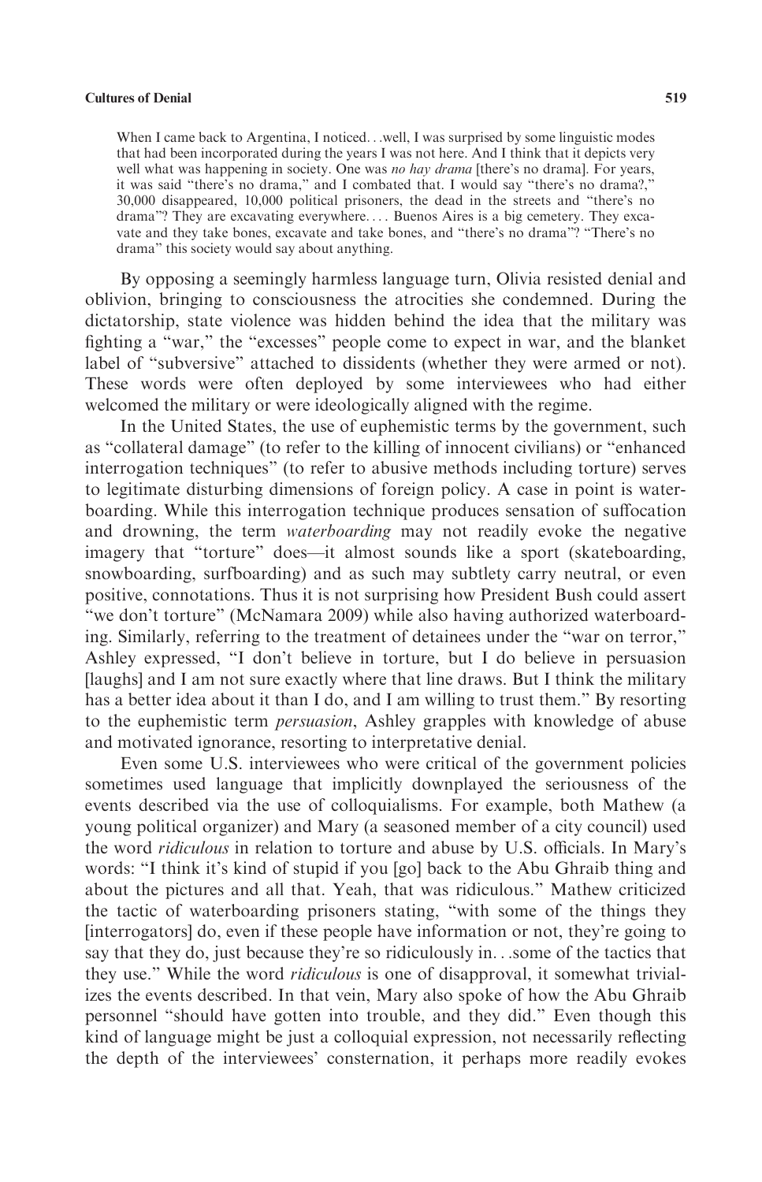> When I came back to Argentina, I noticed. . .well, I was surprised by some linguistic modes that had been incorporated during the years I was not here. And I think that it depicts very well what was happening in society. One was *no hay drama* [there's no drama]. For years, it was said "there's no drama," and I combated that. I would say "there's no drama?," 30,000 disappeared, 10,000 political prisoners, the dead in the streets and "there's no drama"? They are excavating everywhere. . . . Buenos Aires is a big cemetery. They excavate and they take bones, excavate and take bones, and "there's no drama"? "There's no drama" this society would say about anything.

By opposing a seemingly harmless language turn, Olivia resisted denial and oblivion, bringing to consciousness the atrocities she condemned. During the dictatorship, state violence was hidden behind the idea that the military was fighting a "war," the "excesses" people come to expect in war, and the blanket label of "subversive" attached to dissidents (whether they were armed or not). These words were often deployed by some interviewees who had either welcomed the military or were ideologically aligned with the regime.

In the United States, the use of euphemistic terms by the government, such as "collateral damage" (to refer to the killing of innocent civilians) or "enhanced interrogation techniques" (to refer to abusive methods including torture) serves to legitimate disturbing dimensions of foreign policy. A case in point is waterboarding. While this interrogation technique produces sensation of suffocation and drowning, the term *waterboarding* may not readily evoke the negative imagery that "torture" does—it almost sounds like a sport (skateboarding, snowboarding, surfboarding) and as such may subtlety carry neutral, or even positive, connotations. Thus it is not surprising how President Bush could assert "we don't torture" (McNamara 2009) while also having authorized waterboarding. Similarly, referring to the treatment of detainees under the "war on terror," Ashley expressed, "I don't believe in torture, but I do believe in persuasion [laughs] and I am not sure exactly where that line draws. But I think the military has a better idea about it than I do, and I am willing to trust them." By resorting to the euphemistic term *persuasion*, Ashley grapples with knowledge of abuse and motivated ignorance, resorting to interpretative denial.

Even some U.S. interviewees who were critical of the government policies sometimes used language that implicitly downplayed the seriousness of the events described via the use of colloquialisms. For example, both Mathew (a young political organizer) and Mary (a seasoned member of a city council) used the word *ridiculous* in relation to torture and abuse by U.S. officials. In Mary's words: "I think it's kind of stupid if you [go] back to the Abu Ghraib thing and about the pictures and all that. Yeah, that was ridiculous." Mathew criticized the tactic of waterboarding prisoners stating, "with some of the things they [interrogators] do, even if these people have information or not, they're going to say that they do, just because they're so ridiculously in. . .some of the tactics that they use." While the word *ridiculous* is one of disapproval, it somewhat trivializes the events described. In that vein, Mary also spoke of how the Abu Ghraib personnel "should have gotten into trouble, and they did." Even though this kind of language might be just a colloquial expression, not necessarily reflecting the depth of the interviewees' consternation, it perhaps more readily evokes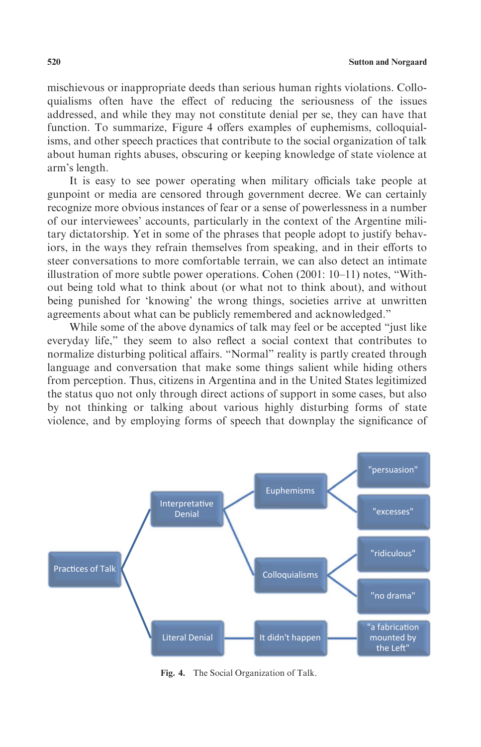mischievous or inappropriate deeds than serious human rights violations. Colloquialisms often have the effect of reducing the seriousness of the issues addressed, and while they may not constitute denial per se, they can have that function. To summarize, Figure 4 offers examples of euphemisms, colloquialisms, and other speech practices that contribute to the social organization of talk about human rights abuses, obscuring or keeping knowledge of state violence at arm's length.

It is easy to see power operating when military officials take people at gunpoint or media are censored through government decree. We can certainly recognize more obvious instances of fear or a sense of powerlessness in a number of our interviewees' accounts, particularly in the context of the Argentine military dictatorship. Yet in some of the phrases that people adopt to justify behaviors, in the ways they refrain themselves from speaking, and in their efforts to steer conversations to more comfortable terrain, we can also detect an intimate illustration of more subtle power operations. Cohen (2001: 10–11) notes, "Without being told what to think about (or what not to think about), and without being punished for 'knowing' the wrong things, societies arrive at unwritten agreements about what can be publicly remembered and acknowledged."

While some of the above dynamics of talk may feel or be accepted "just like everyday life," they seem to also reflect a social context that contributes to normalize disturbing political affairs. "Normal" reality is partly created through language and conversation that make some things salient while hiding others from perception. Thus, citizens in Argentina and in the United States legitimized the status quo not only through direct actions of support in some cases, but also by not thinking or talking about various highly disturbing forms of state violence, and by employing forms of speech that downplay the significance of

- Practices of Talk
  - Interpretative Denial
    - Euphemisms
      - "persuasion"
      - "excesses"
    - Colloquialisms
      - "ridiculous"
      - "no drama"
  - Literal Denial
    - It didn't happen
      - "a fabrication mounted by the Left"

**Fig. 4.** The Social Organization of Talk.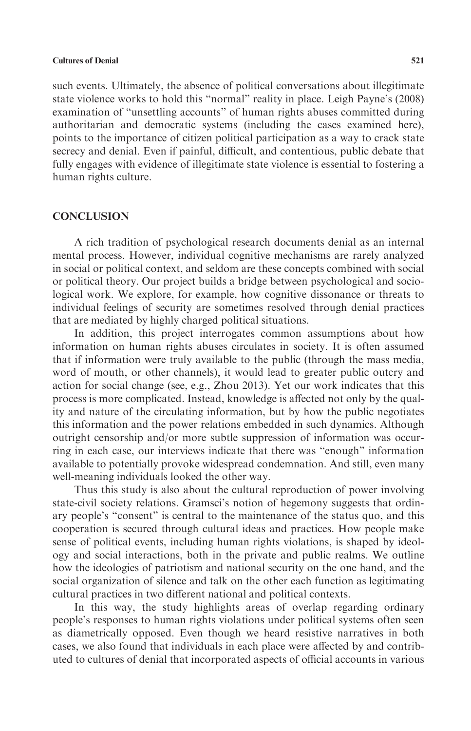such events. Ultimately, the absence of political conversations about illegitimate state violence works to hold this "normal" reality in place. Leigh Payne's (2008) examination of "unsettling accounts" of human rights abuses committed during authoritarian and democratic systems (including the cases examined here), points to the importance of citizen political participation as a way to crack state secrecy and denial. Even if painful, difficult, and contentious, public debate that fully engages with evidence of illegitimate state violence is essential to fostering a human rights culture.

## CONCLUSION

A rich tradition of psychological research documents denial as an internal mental process. However, individual cognitive mechanisms are rarely analyzed in social or political context, and seldom are these concepts combined with social or political theory. Our project builds a bridge between psychological and sociological work. We explore, for example, how cognitive dissonance or threats to individual feelings of security are sometimes resolved through denial practices that are mediated by highly charged political situations.

In addition, this project interrogates common assumptions about how information on human rights abuses circulates in society. It is often assumed that if information were truly available to the public (through the mass media, word of mouth, or other channels), it would lead to greater public outcry and action for social change (see, e.g., Zhou 2013). Yet our work indicates that this process is more complicated. Instead, knowledge is affected not only by the quality and nature of the circulating information, but by how the public negotiates this information and the power relations embedded in such dynamics. Although outright censorship and/or more subtle suppression of information was occurring in each case, our interviews indicate that there was "enough" information available to potentially provoke widespread condemnation. And still, even many well-meaning individuals looked the other way.

Thus this study is also about the cultural reproduction of power involving state-civil society relations. Gramsci's notion of hegemony suggests that ordinary people's "consent" is central to the maintenance of the status quo, and this cooperation is secured through cultural ideas and practices. How people make sense of political events, including human rights violations, is shaped by ideology and social interactions, both in the private and public realms. We outline how the ideologies of patriotism and national security on the one hand, and the social organization of silence and talk on the other each function as legitimating cultural practices in two different national and political contexts.

In this way, the study highlights areas of overlap regarding ordinary people's responses to human rights violations under political systems often seen as diametrically opposed. Even though we heard resistive narratives in both cases, we also found that individuals in each place were affected by and contributed to cultures of denial that incorporated aspects of official accounts in various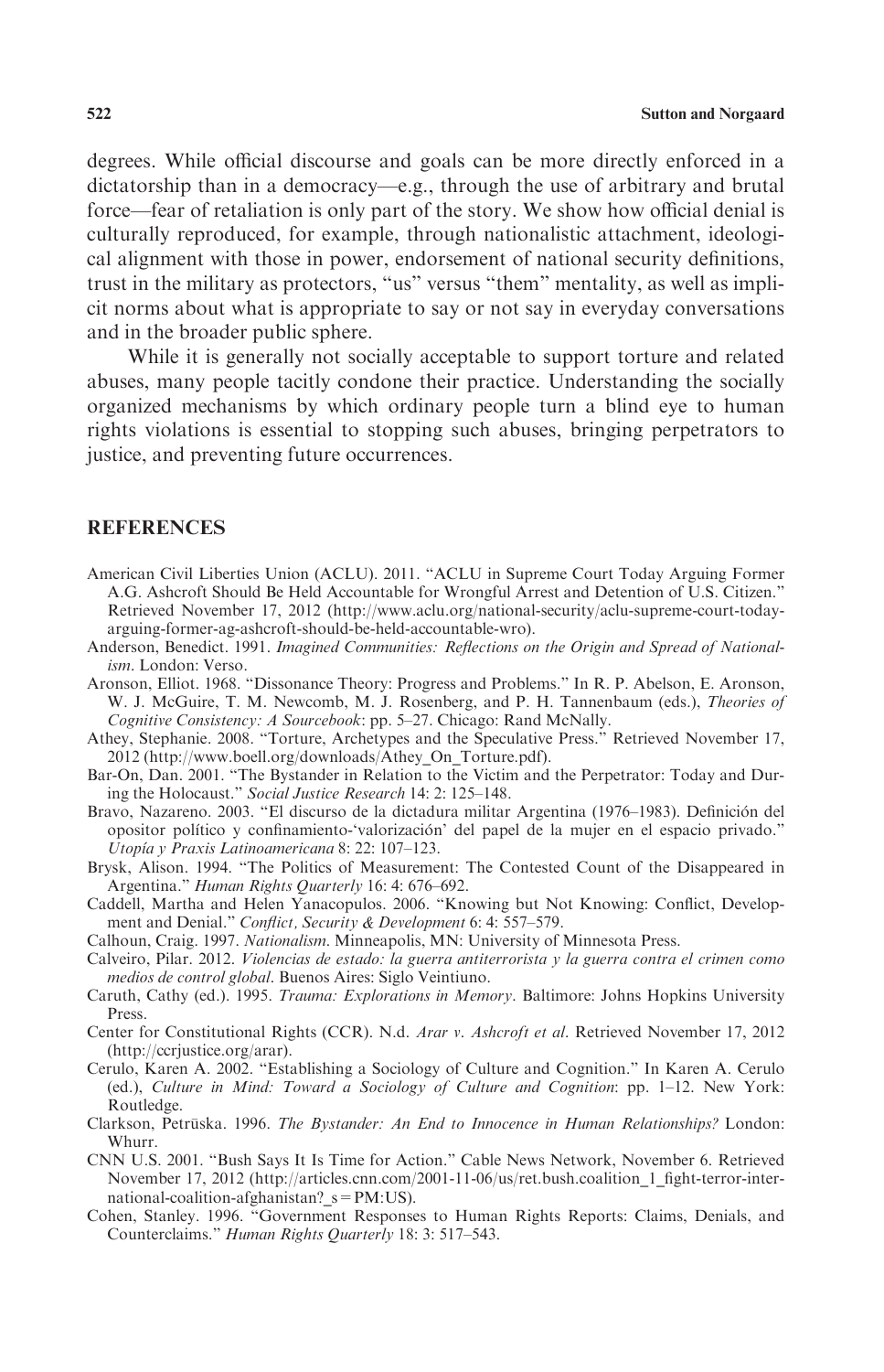degrees. While official discourse and goals can be more directly enforced in a dictatorship than in a democracy—e.g., through the use of arbitrary and brutal force—fear of retaliation is only part of the story. We show how official denial is culturally reproduced, for example, through nationalistic attachment, ideological alignment with those in power, endorsement of national security definitions, trust in the military as protectors, "us" versus "them" mentality, as well as implicit norms about what is appropriate to say or not say in everyday conversations and in the broader public sphere.

While it is generally not socially acceptable to support torture and related abuses, many people tacitly condone their practice. Understanding the socially organized mechanisms by which ordinary people turn a blind eye to human rights violations is essential to stopping such abuses, bringing perpetrators to justice, and preventing future occurrences.

## REFERENCES

American Civil Liberties Union (ACLU). 2011. "ACLU in Supreme Court Today Arguing Former A.G. Ashcroft Should Be Held Accountable for Wrongful Arrest and Detention of U.S. Citizen." Retrieved November 17, 2012 (http://www.aclu.org/national-security/aclu-supreme-court-today-arguing-former-ag-ashcroft-should-be-held-accountable-wro).

Anderson, Benedict. 1991. *Imagined Communities: Reflections on the Origin and Spread of Nationalism*. London: Verso.

Aronson, Elliot. 1968. "Dissonance Theory: Progress and Problems." In R. P. Abelson, E. Aronson, W. J. McGuire, T. M. Newcomb, M. J. Rosenberg, and P. H. Tannenbaum (eds.), *Theories of Cognitive Consistency: A Sourcebook*: pp. 5–27. Chicago: Rand McNally.

Athey, Stephanie. 2008. "Torture, Archetypes and the Speculative Press." Retrieved November 17, 2012 (http://www.boell.org/downloads/Athey_On_Torture.pdf).

Bar-On, Dan. 2001. "The Bystander in Relation to the Victim and the Perpetrator: Today and During the Holocaust." *Social Justice Research* 14: 2: 125–148.

Bravo, Nazareno. 2003. "El discurso de la dictadura militar Argentina (1976–1983). Definición del opositor político y confinamiento-'valorización' del papel de la mujer en el espacio privado." *Utopía y Praxis Latinoamericana* 8: 22: 107–123.

Brysk, Alison. 1994. "The Politics of Measurement: The Contested Count of the Disappeared in Argentina." *Human Rights Quarterly* 16: 4: 676–692.

Caddell, Martha and Helen Yanacopulos. 2006. "Knowing but Not Knowing: Conflict, Development and Denial." *Conflict, Security & Development* 6: 4: 557–579.

Calhoun, Craig. 1997. *Nationalism*. Minneapolis, MN: University of Minnesota Press.

Calveiro, Pilar. 2012. *Violencias de estado: la guerra antiterrorista y la guerra contra el crimen como medios de control global*. Buenos Aires: Siglo Veintiuno.

Caruth, Cathy (ed.). 1995. *Trauma: Explorations in Memory*. Baltimore: Johns Hopkins University Press.

Center for Constitutional Rights (CCR). N.d. *Arar v. Ashcroft et al*. Retrieved November 17, 2012 (http://ccrjustice.org/arar).

Cerulo, Karen A. 2002. "Establishing a Sociology of Culture and Cognition." In Karen A. Cerulo (ed.), *Culture in Mind: Toward a Sociology of Culture and Cognition*: pp. 1–12. New York: Routledge.

Clarkson, Petrūska. 1996. *The Bystander: An End to Innocence in Human Relationships?* London: Whurr.

CNN U.S. 2001. "Bush Says It Is Time for Action." Cable News Network, November 6. Retrieved November 17, 2012 (http://articles.cnn.com/2001-11-06/us/ret.bush.coalition_1_fight-terror-international-coalition-afghanistan?_s = PM:US).

Cohen, Stanley. 1996. "Government Responses to Human Rights Reports: Claims, Denials, and Counterclaims." *Human Rights Quarterly* 18: 3: 517–543.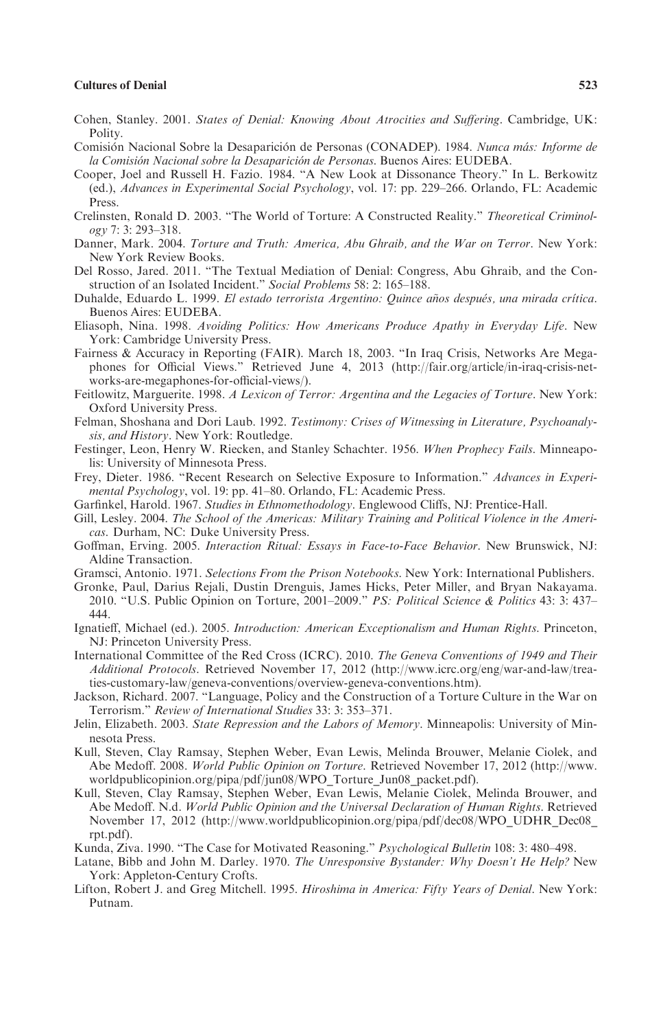Cohen, Stanley. 2001. *States of Denial: Knowing About Atrocities and Suffering*. Cambridge, UK: Polity.

Comisión Nacional Sobre la Desaparición de Personas (CONADEP). 1984. *Nunca más: Informe de la Comisión Nacional sobre la Desaparición de Personas*. Buenos Aires: EUDEBA.

Cooper, Joel and Russell H. Fazio. 1984. "A New Look at Dissonance Theory." In L. Berkowitz (ed.), *Advances in Experimental Social Psychology*, vol. 17: pp. 229–266. Orlando, FL: Academic Press.

Crelinsten, Ronald D. 2003. "The World of Torture: A Constructed Reality." *Theoretical Criminology* 7: 3: 293–318.

Danner, Mark. 2004. *Torture and Truth: America, Abu Ghraib, and the War on Terror*. New York: New York Review Books.

Del Rosso, Jared. 2011. "The Textual Mediation of Denial: Congress, Abu Ghraib, and the Construction of an Isolated Incident." *Social Problems* 58: 2: 165–188.

Duhalde, Eduardo L. 1999. *El estado terrorista Argentino: Quince años después, una mirada crítica*. Buenos Aires: EUDEBA.

Eliasoph, Nina. 1998. *Avoiding Politics: How Americans Produce Apathy in Everyday Life*. New York: Cambridge University Press.

Fairness & Accuracy in Reporting (FAIR). March 18, 2003. "In Iraq Crisis, Networks Are Megaphones for Official Views." Retrieved June 4, 2013 (http://fair.org/article/in-iraq-crisis-networks-are-megaphones-for-official-views/).

Feitlowitz, Marguerite. 1998. *A Lexicon of Terror: Argentina and the Legacies of Torture*. New York: Oxford University Press.

Felman, Shoshana and Dori Laub. 1992. *Testimony: Crises of Witnessing in Literature, Psychoanalysis, and History*. New York: Routledge.

Festinger, Leon, Henry W. Riecken, and Stanley Schachter. 1956. *When Prophecy Fails*. Minneapolis: University of Minnesota Press.

Frey, Dieter. 1986. "Recent Research on Selective Exposure to Information." *Advances in Experimental Psychology*, vol. 19: pp. 41–80. Orlando, FL: Academic Press.

Garfinkel, Harold. 1967. *Studies in Ethnomethodology*. Englewood Cliffs, NJ: Prentice-Hall.

Gill, Lesley. 2004. *The School of the Americas: Military Training and Political Violence in the Americas*. Durham, NC: Duke University Press.

Goffman, Erving. 2005. *Interaction Ritual: Essays in Face-to-Face Behavior*. New Brunswick, NJ: Aldine Transaction.

Gramsci, Antonio. 1971. *Selections From the Prison Notebooks*. New York: International Publishers.

Gronke, Paul, Darius Rejali, Dustin Drenguis, James Hicks, Peter Miller, and Bryan Nakayama. 2010. "U.S. Public Opinion on Torture, 2001–2009." *PS: Political Science & Politics* 43: 3: 437–444.

Ignatieff, Michael (ed.). 2005. *Introduction: American Exceptionalism and Human Rights*. Princeton, NJ: Princeton University Press.

International Committee of the Red Cross (ICRC). 2010. *The Geneva Conventions of 1949 and Their Additional Protocols*. Retrieved November 17, 2012 (http://www.icrc.org/eng/war-and-law/treaties-customary-law/geneva-conventions/overview-geneva-conventions.htm).

Jackson, Richard. 2007. "Language, Policy and the Construction of a Torture Culture in the War on Terrorism." *Review of International Studies* 33: 3: 353–371.

Jelin, Elizabeth. 2003. *State Repression and the Labors of Memory*. Minneapolis: University of Minnesota Press.

Kull, Steven, Clay Ramsay, Stephen Weber, Evan Lewis, Melinda Brouwer, Melanie Ciolek, and Abe Medoff. 2008. *World Public Opinion on Torture*. Retrieved November 17, 2012 (http://www.worldpublicopinion.org/pipa/pdf/jun08/WPO_Torture_Jun08_packet.pdf).

Kull, Steven, Clay Ramsay, Stephen Weber, Evan Lewis, Melanie Ciolek, Melinda Brouwer, and Abe Medoff. N.d. *World Public Opinion and the Universal Declaration of Human Rights*. Retrieved November 17, 2012 (http://www.worldpublicopinion.org/pipa/pdf/dec08/WPO_UDHR_Dec08_rpt.pdf).

Kunda, Ziva. 1990. "The Case for Motivated Reasoning." *Psychological Bulletin* 108: 3: 480–498.

Latane, Bibb and John M. Darley. 1970. *The Unresponsive Bystander: Why Doesn't He Help?* New York: Appleton-Century Crofts.

Lifton, Robert J. and Greg Mitchell. 1995. *Hiroshima in America: Fifty Years of Denial*. New York: Putnam.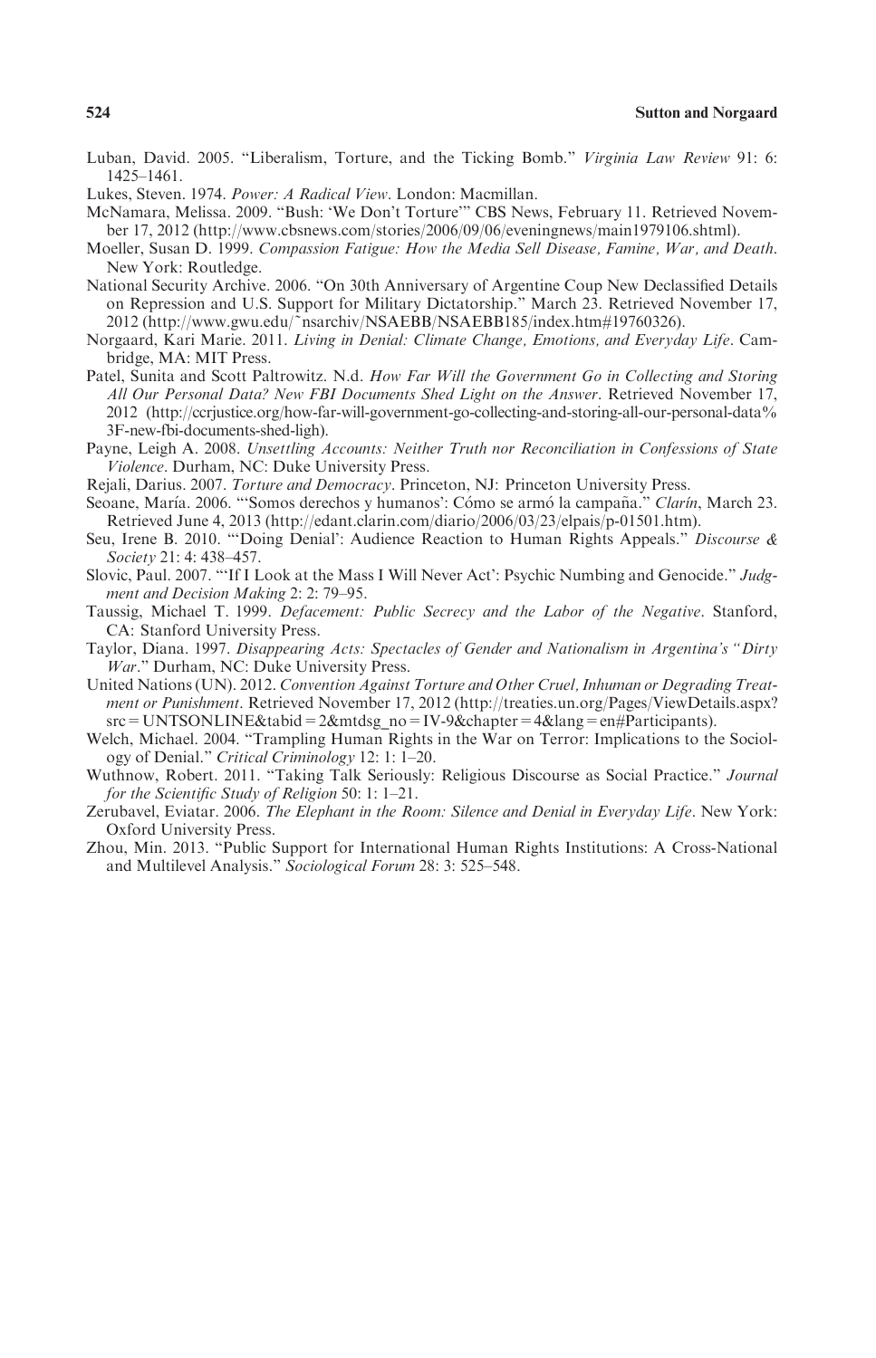Luban, David. 2005. "Liberalism, Torture, and the Ticking Bomb." *Virginia Law Review* 91: 6: 1425–1461.

Lukes, Steven. 1974. *Power: A Radical View*. London: Macmillan.

McNamara, Melissa. 2009. "Bush: 'We Don't Torture'" CBS News, February 11. Retrieved November 17, 2012 (http://www.cbsnews.com/stories/2006/09/06/eveningnews/main1979106.shtml).

Moeller, Susan D. 1999. *Compassion Fatigue: How the Media Sell Disease, Famine, War, and Death*. New York: Routledge.

National Security Archive. 2006. "On 30th Anniversary of Argentine Coup New Declassified Details on Repression and U.S. Support for Military Dictatorship." March 23. Retrieved November 17, 2012 (http://www.gwu.edu/˜nsarchiv/NSAEBB/NSAEBB185/index.htm#19760326).

Norgaard, Kari Marie. 2011. *Living in Denial: Climate Change, Emotions, and Everyday Life*. Cambridge, MA: MIT Press.

Patel, Sunita and Scott Paltrowitz. N.d. *How Far Will the Government Go in Collecting and Storing All Our Personal Data? New FBI Documents Shed Light on the Answer*. Retrieved November 17, 2012 (http://ccrjustice.org/how-far-will-government-go-collecting-and-storing-all-our-personal-data%3F-new-fbi-documents-shed-ligh).

Payne, Leigh A. 2008. *Unsettling Accounts: Neither Truth nor Reconciliation in Confessions of State Violence*. Durham, NC: Duke University Press.

Rejali, Darius. 2007. *Torture and Democracy*. Princeton, NJ: Princeton University Press.

Seoane, María. 2006. "'Somos derechos y humanos': Cómo se armó la campaña." *Clarín*, March 23. Retrieved June 4, 2013 (http://edant.clarin.com/diario/2006/03/23/elpais/p-01501.htm).

Seu, Irene B. 2010. "'Doing Denial': Audience Reaction to Human Rights Appeals." *Discourse & Society* 21: 4: 438–457.

Slovic, Paul. 2007. "'If I Look at the Mass I Will Never Act': Psychic Numbing and Genocide." *Judgment and Decision Making* 2: 2: 79–95.

Taussig, Michael T. 1999. *Defacement: Public Secrecy and the Labor of the Negative*. Stanford, CA: Stanford University Press.

Taylor, Diana. 1997. *Disappearing Acts: Spectacles of Gender and Nationalism in Argentina's "Dirty War*." Durham, NC: Duke University Press.

United Nations (UN). 2012. *Convention Against Torture and Other Cruel, Inhuman or Degrading Treatment or Punishment*. Retrieved November 17, 2012 (http://treaties.un.org/Pages/ViewDetails.aspx?src=UNTSONLINE&tabid=2&mtdsg_no=IV-9&chapter=4&lang=en#Participants).

Welch, Michael. 2004. "Trampling Human Rights in the War on Terror: Implications to the Sociology of Denial." *Critical Criminology* 12: 1: 1–20.

Wuthnow, Robert. 2011. "Taking Talk Seriously: Religious Discourse as Social Practice." *Journal for the Scientific Study of Religion* 50: 1: 1–21.

Zerubavel, Eviatar. 2006. *The Elephant in the Room: Silence and Denial in Everyday Life*. New York: Oxford University Press.

Zhou, Min. 2013. "Public Support for International Human Rights Institutions: A Cross-National and Multilevel Analysis." *Sociological Forum* 28: 3: 525–548.